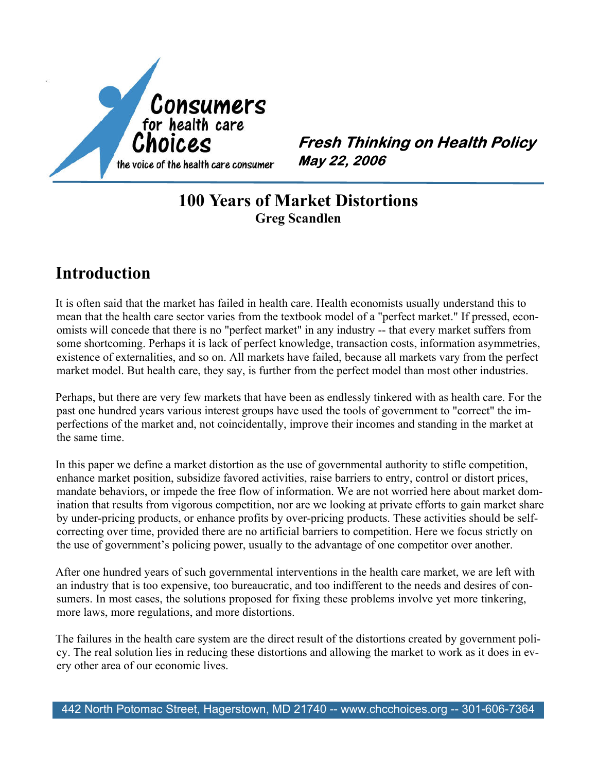Consumers for health care Choices

the voice of the health care consumer

***Fresh Thinking on Health Policy***
***May 22, 2006***

# 100 Years of Market Distortions

**Greg Scandlen**

## Introduction

It is often said that the market has failed in health care. Health economists usually understand this to mean that the health care sector varies from the textbook model of a "perfect market." If pressed, economists will concede that there is no "perfect market" in any industry -- that every market suffers from some shortcoming. Perhaps it is lack of perfect knowledge, transaction costs, information asymmetries, existence of externalities, and so on. All markets have failed, because all markets vary from the perfect market model. But health care, they say, is further from the perfect model than most other industries.

Perhaps, but there are very few markets that have been as endlessly tinkered with as health care. For the past one hundred years various interest groups have used the tools of government to "correct" the imperfections of the market and, not coincidentally, improve their incomes and standing in the market at the same time.

In this paper we define a market distortion as the use of governmental authority to stifle competition, enhance market position, subsidize favored activities, raise barriers to entry, control or distort prices, mandate behaviors, or impede the free flow of information. We are not worried here about market domination that results from vigorous competition, nor are we looking at private efforts to gain market share by under-pricing products, or enhance profits by over-pricing products. These activities should be self-correcting over time, provided there are no artificial barriers to competition. Here we focus strictly on the use of government's policing power, usually to the advantage of one competitor over another.

After one hundred years of such governmental interventions in the health care market, we are left with an industry that is too expensive, too bureaucratic, and too indifferent to the needs and desires of consumers. In most cases, the solutions proposed for fixing these problems involve yet more tinkering, more laws, more regulations, and more distortions.

The failures in the health care system are the direct result of the distortions created by government policy. The real solution lies in reducing these distortions and allowing the market to work as it does in every other area of our economic lives.

442 North Potomac Street, Hagerstown, MD 21740 -- www.chcchoices.org -- 301-606-7364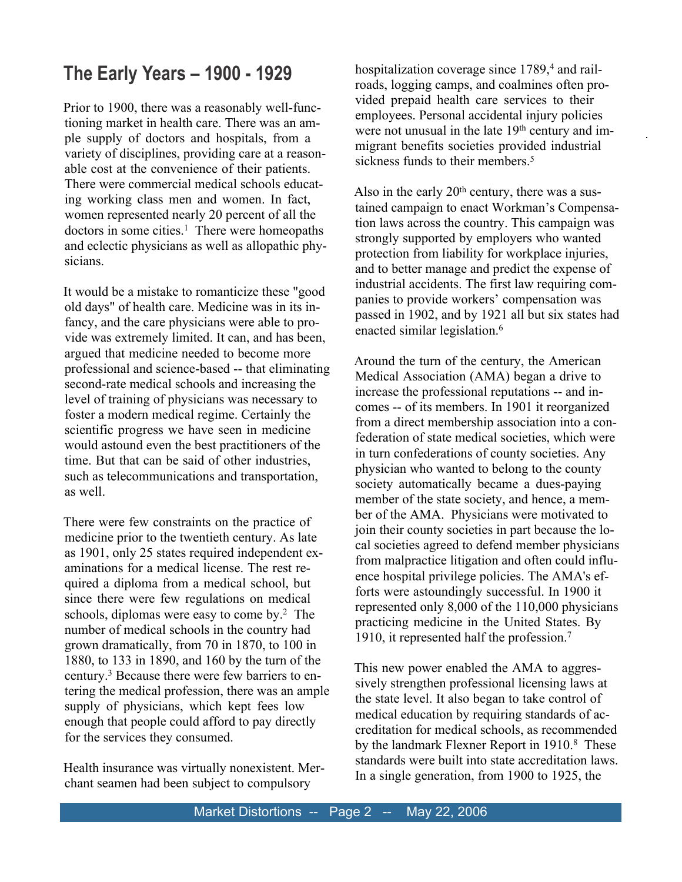## The Early Years – 1900 - 1929

Prior to 1900, there was a reasonably well-functioning market in health care. There was an ample supply of doctors and hospitals, from a variety of disciplines, providing care at a reasonable cost at the convenience of their patients. There were commercial medical schools educating working class men and women. In fact, women represented nearly 20 percent of all the doctors in some cities.[1] There were homeopaths and eclectic physicians as well as allopathic physicians.

It would be a mistake to romanticize these "good old days" of health care. Medicine was in its infancy, and the care physicians were able to provide was extremely limited. It can, and has been, argued that medicine needed to become more professional and science-based -- that eliminating second-rate medical schools and increasing the level of training of physicians was necessary to foster a modern medical regime. Certainly the scientific progress we have seen in medicine would astound even the best practitioners of the time. But that can be said of other industries, such as telecommunications and transportation, as well.

There were few constraints on the practice of medicine prior to the twentieth century. As late as 1901, only 25 states required independent examinations for a medical license. The rest required a diploma from a medical school, but since there were few regulations on medical schools, diplomas were easy to come by.[2] The number of medical schools in the country had grown dramatically, from 70 in 1870, to 100 in 1880, to 133 in 1890, and 160 by the turn of the century.[3] Because there were few barriers to entering the medical profession, there was an ample supply of physicians, which kept fees low enough that people could afford to pay directly for the services they consumed.

Health insurance was virtually nonexistent. Merchant seamen had been subject to compulsory hospitalization coverage since 1789,[4] and railroads, logging camps, and coalmines often provided prepaid health care services to their employees. Personal accidental injury policies were not unusual in the late 19th century and immigrant benefits societies provided industrial sickness funds to their members.[5]

Also in the early 20th century, there was a sustained campaign to enact Workman's Compensation laws across the country. This campaign was strongly supported by employers who wanted protection from liability for workplace injuries, and to better manage and predict the expense of industrial accidents. The first law requiring companies to provide workers' compensation was passed in 1902, and by 1921 all but six states had enacted similar legislation.[6]

Around the turn of the century, the American Medical Association (AMA) began a drive to increase the professional reputations -- and incomes -- of its members. In 1901 it reorganized from a direct membership association into a confederation of state medical societies, which were in turn confederations of county societies. Any physician who wanted to belong to the county society automatically became a dues-paying member of the state society, and hence, a member of the AMA. Physicians were motivated to join their county societies in part because the local societies agreed to defend member physicians from malpractice litigation and often could influence hospital privilege policies. The AMA's efforts were astoundingly successful. In 1900 it represented only 8,000 of the 110,000 physicians practicing medicine in the United States. By 1910, it represented half the profession.[7]

This new power enabled the AMA to aggressively strengthen professional licensing laws at the state level. It also began to take control of medical education by requiring standards of accreditation for medical schools, as recommended by the landmark Flexner Report in 1910.[8] These standards were built into state accreditation laws. In a single generation, from 1900 to 1925, the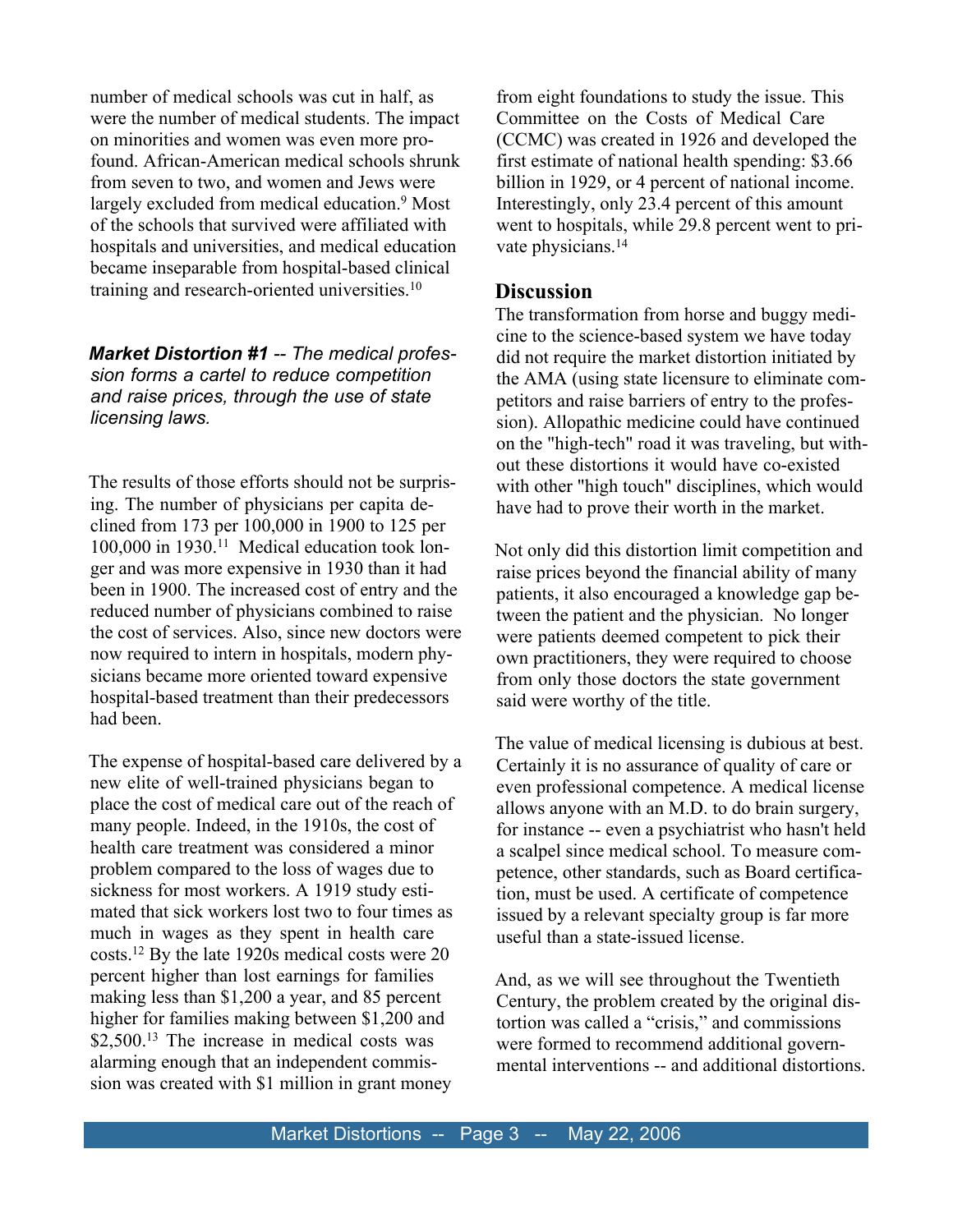number of medical schools was cut in half, as were the number of medical students. The impact on minorities and women was even more profound. African-American medical schools shrunk from seven to two, and women and Jews were largely excluded from medical education.[9] Most of the schools that survived were affiliated with hospitals and universities, and medical education became inseparable from hospital-based clinical training and research-oriented universities.[10]

***Market Distortion #1** -- The medical profession forms a cartel to reduce competition and raise prices, through the use of state licensing laws.*

The results of those efforts should not be surprising. The number of physicians per capita declined from 173 per 100,000 in 1900 to 125 per 100,000 in 1930.[11] Medical education took longer and was more expensive in 1930 than it had been in 1900. The increased cost of entry and the reduced number of physicians combined to raise the cost of services. Also, since new doctors were now required to intern in hospitals, modern physicians became more oriented toward expensive hospital-based treatment than their predecessors had been.

The expense of hospital-based care delivered by a new elite of well-trained physicians began to place the cost of medical care out of the reach of many people. Indeed, in the 1910s, the cost of health care treatment was considered a minor problem compared to the loss of wages due to sickness for most workers. A 1919 study estimated that sick workers lost two to four times as much in wages as they spent in health care costs.[12] By the late 1920s medical costs were 20 percent higher than lost earnings for families making less than $1,200 a year, and 85 percent higher for families making between $1,200 and $2,500.[13] The increase in medical costs was alarming enough that an independent commission was created with $1 million in grant money from eight foundations to study the issue. This Committee on the Costs of Medical Care (CCMC) was created in 1926 and developed the first estimate of national health spending: $3.66 billion in 1929, or 4 percent of national income. Interestingly, only 23.4 percent of this amount went to hospitals, while 29.8 percent went to private physicians.[14]

## Discussion

The transformation from horse and buggy medicine to the science-based system we have today did not require the market distortion initiated by the AMA (using state licensure to eliminate competitors and raise barriers of entry to the profession). Allopathic medicine could have continued on the "high-tech" road it was traveling, but without these distortions it would have co-existed with other "high touch" disciplines, which would have had to prove their worth in the market.

Not only did this distortion limit competition and raise prices beyond the financial ability of many patients, it also encouraged a knowledge gap between the patient and the physician. No longer were patients deemed competent to pick their own practitioners, they were required to choose from only those doctors the state government said were worthy of the title.

The value of medical licensing is dubious at best. Certainly it is no assurance of quality of care or even professional competence. A medical license allows anyone with an M.D. to do brain surgery, for instance -- even a psychiatrist who hasn't held a scalpel since medical school. To measure competence, other standards, such as Board certification, must be used. A certificate of competence issued by a relevant specialty group is far more useful than a state-issued license.

And, as we will see throughout the Twentieth Century, the problem created by the original distortion was called a "crisis," and commissions were formed to recommend additional governmental interventions -- and additional distortions.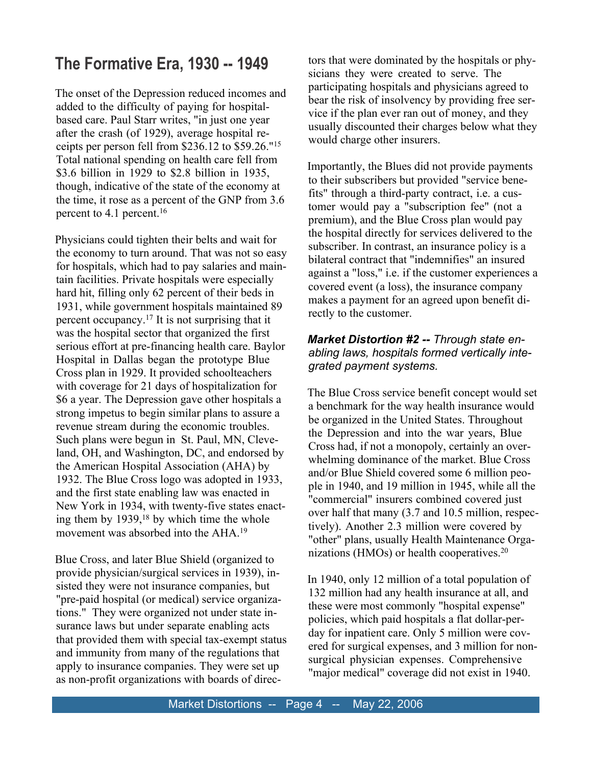## The Formative Era, 1930 -- 1949

The onset of the Depression reduced incomes and added to the difficulty of paying for hospital-based care. Paul Starr writes, "in just one year after the crash (of 1929), average hospital receipts per person fell from $236.12 to $59.26."[15] Total national spending on health care fell from $3.6 billion in 1929 to $2.8 billion in 1935, though, indicative of the state of the economy at the time, it rose as a percent of the GNP from 3.6 percent to 4.1 percent.[16]

Physicians could tighten their belts and wait for the economy to turn around. That was not so easy for hospitals, which had to pay salaries and maintain facilities. Private hospitals were especially hard hit, filling only 62 percent of their beds in 1931, while government hospitals maintained 89 percent occupancy.[17] It is not surprising that it was the hospital sector that organized the first serious effort at pre-financing health care. Baylor Hospital in Dallas began the prototype Blue Cross plan in 1929. It provided schoolteachers with coverage for 21 days of hospitalization for $6 a year. The Depression gave other hospitals a strong impetus to begin similar plans to assure a revenue stream during the economic troubles. Such plans were begun in St. Paul, MN, Cleveland, OH, and Washington, DC, and endorsed by the American Hospital Association (AHA) by 1932. The Blue Cross logo was adopted in 1933, and the first state enabling law was enacted in New York in 1934, with twenty-five states enacting them by 1939,[18] by which time the whole movement was absorbed into the AHA.[19]

Blue Cross, and later Blue Shield (organized to provide physician/surgical services in 1939), insisted they were not insurance companies, but "pre-paid hospital (or medical) service organizations." They were organized not under state insurance laws but under separate enabling acts that provided them with special tax-exempt status and immunity from many of the regulations that apply to insurance companies. They were set up as non-profit organizations with boards of directors that were dominated by the hospitals or physicians they were created to serve. The participating hospitals and physicians agreed to bear the risk of insolvency by providing free service if the plan ever ran out of money, and they usually discounted their charges below what they would charge other insurers.

Importantly, the Blues did not provide payments to their subscribers but provided "service benefits" through a third-party contract, i.e. a customer would pay a "subscription fee" (not a premium), and the Blue Cross plan would pay the hospital directly for services delivered to the subscriber. In contrast, an insurance policy is a bilateral contract that "indemnifies" an insured against a "loss," i.e. if the customer experiences a covered event (a loss), the insurance company makes a payment for an agreed upon benefit directly to the customer.

***Market Distortion #2 --*** *Through state enabling laws, hospitals formed vertically integrated payment systems.*

The Blue Cross service benefit concept would set a benchmark for the way health insurance would be organized in the United States. Throughout the Depression and into the war years, Blue Cross had, if not a monopoly, certainly an overwhelming dominance of the market. Blue Cross and/or Blue Shield covered some 6 million people in 1940, and 19 million in 1945, while all the "commercial" insurers combined covered just over half that many (3.7 and 10.5 million, respectively). Another 2.3 million were covered by "other" plans, usually Health Maintenance Organizations (HMOs) or health cooperatives.[20]

In 1940, only 12 million of a total population of 132 million had any health insurance at all, and these were most commonly "hospital expense" policies, which paid hospitals a flat dollar-per-day for inpatient care. Only 5 million were covered for surgical expenses, and 3 million for non-surgical physician expenses. Comprehensive "major medical" coverage did not exist in 1940.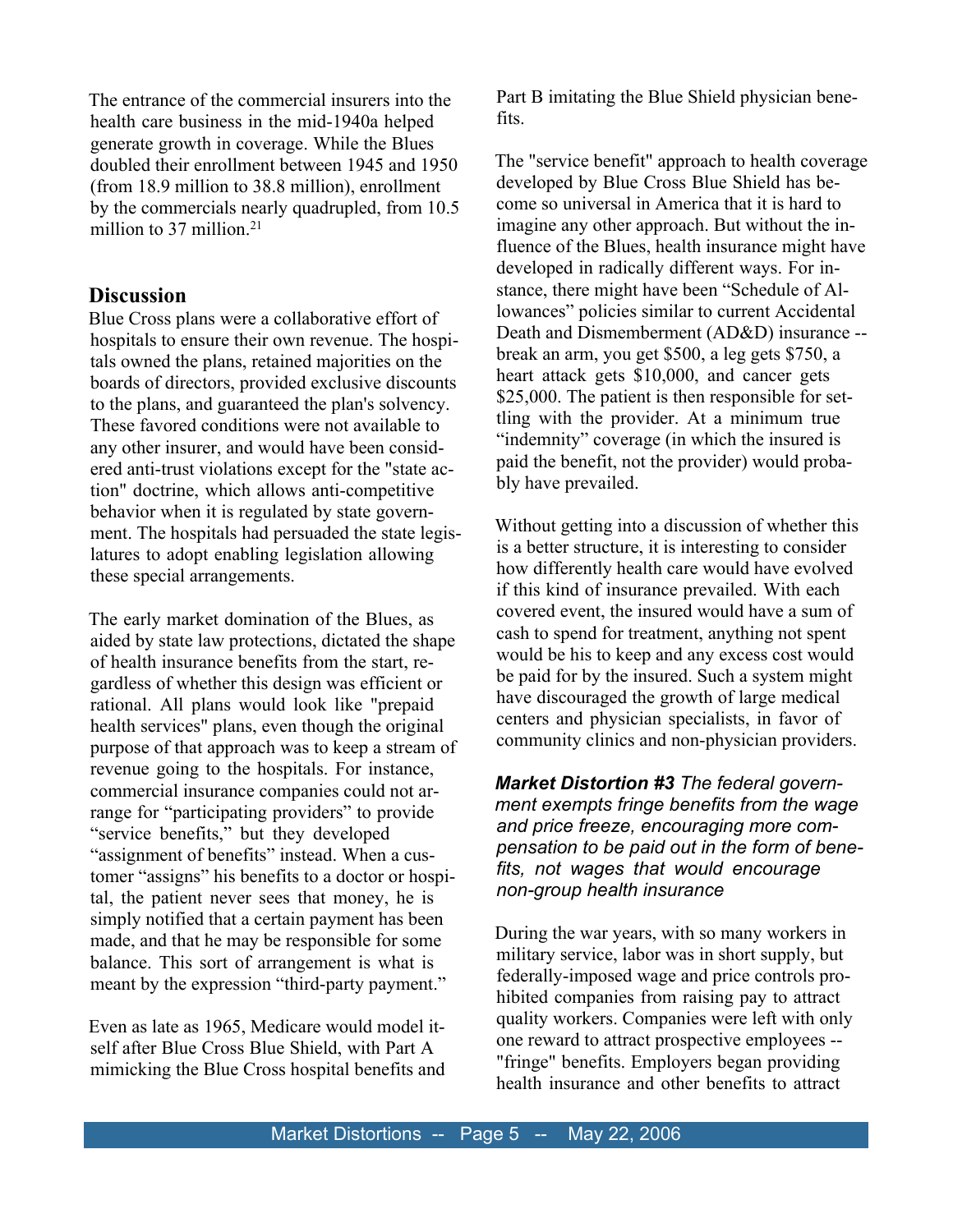The entrance of the commercial insurers into the health care business in the mid-1940a helped generate growth in coverage. While the Blues doubled their enrollment between 1945 and 1950 (from 18.9 million to 38.8 million), enrollment by the commercials nearly quadrupled, from 10.5 million to 37 million.[21]

## Discussion

Blue Cross plans were a collaborative effort of hospitals to ensure their own revenue. The hospitals owned the plans, retained majorities on the boards of directors, provided exclusive discounts to the plans, and guaranteed the plan's solvency. These favored conditions were not available to any other insurer, and would have been considered anti-trust violations except for the "state action" doctrine, which allows anti-competitive behavior when it is regulated by state government. The hospitals had persuaded the state legislatures to adopt enabling legislation allowing these special arrangements.

The early market domination of the Blues, as aided by state law protections, dictated the shape of health insurance benefits from the start, regardless of whether this design was efficient or rational. All plans would look like "prepaid health services" plans, even though the original purpose of that approach was to keep a stream of revenue going to the hospitals. For instance, commercial insurance companies could not arrange for "participating providers" to provide "service benefits," but they developed "assignment of benefits" instead. When a customer "assigns" his benefits to a doctor or hospital, the patient never sees that money, he is simply notified that a certain payment has been made, and that he may be responsible for some balance. This sort of arrangement is what is meant by the expression "third-party payment."

Even as late as 1965, Medicare would model itself after Blue Cross Blue Shield, with Part A mimicking the Blue Cross hospital benefits and Part B imitating the Blue Shield physician benefits.

The "service benefit" approach to health coverage developed by Blue Cross Blue Shield has become so universal in America that it is hard to imagine any other approach. But without the influence of the Blues, health insurance might have developed in radically different ways. For instance, there might have been "Schedule of Allowances" policies similar to current Accidental Death and Dismemberment (AD&D) insurance -- break an arm, you get $500, a leg gets $750, a heart attack gets $10,000, and cancer gets $25,000. The patient is then responsible for settling with the provider. At a minimum true "indemnity" coverage (in which the insured is paid the benefit, not the provider) would probably have prevailed.

Without getting into a discussion of whether this is a better structure, it is interesting to consider how differently health care would have evolved if this kind of insurance prevailed. With each covered event, the insured would have a sum of cash to spend for treatment, anything not spent would be his to keep and any excess cost would be paid for by the insured. Such a system might have discouraged the growth of large medical centers and physician specialists, in favor of community clinics and non-physician providers.

***Market Distortion #3*** *The federal government exempts fringe benefits from the wage and price freeze, encouraging more compensation to be paid out in the form of benefits, not wages that would encourage non-group health insurance*

During the war years, with so many workers in military service, labor was in short supply, but federally-imposed wage and price controls prohibited companies from raising pay to attract quality workers. Companies were left with only one reward to attract prospective employees -- "fringe" benefits. Employers began providing health insurance and other benefits to attract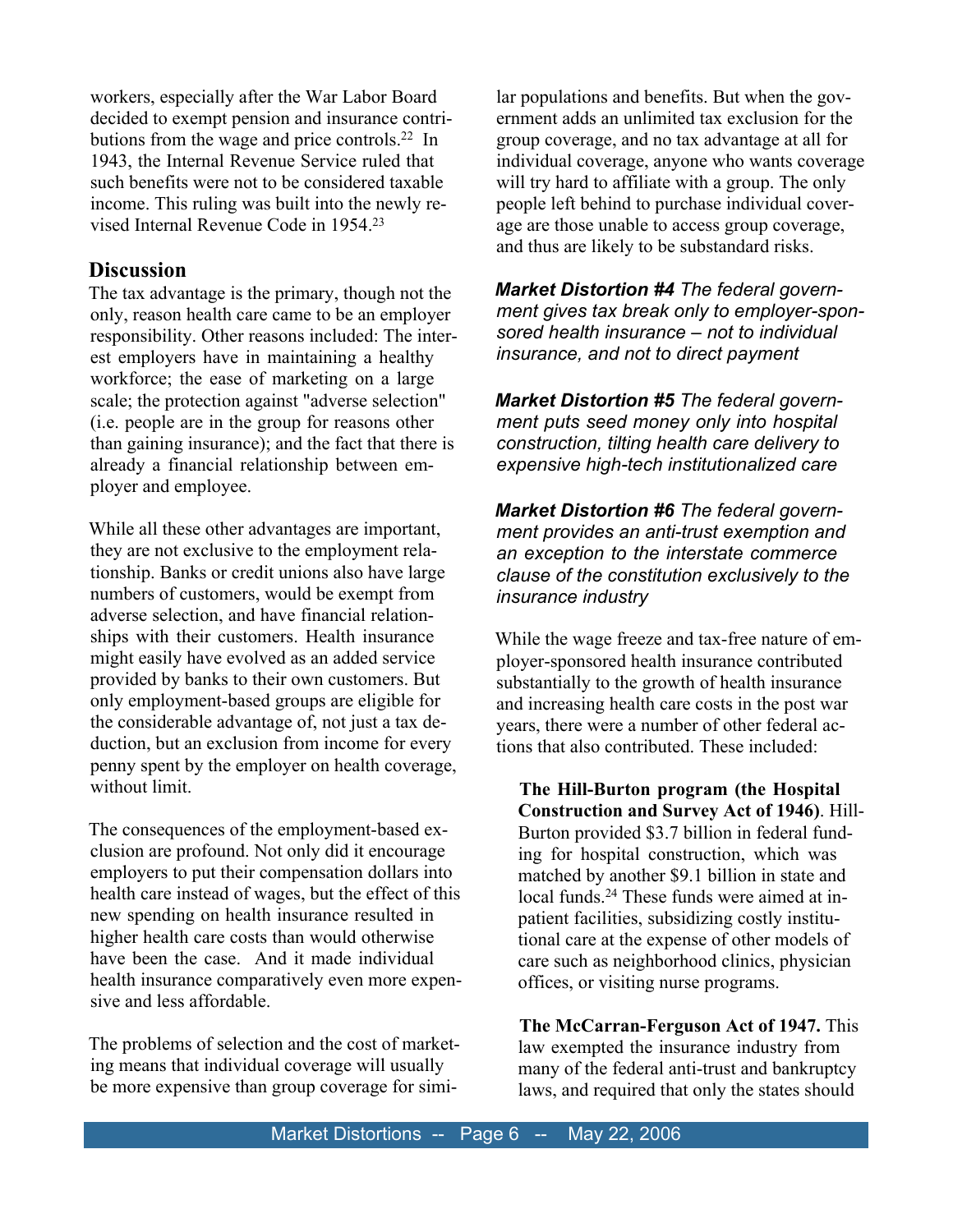workers, especially after the War Labor Board decided to exempt pension and insurance contributions from the wage and price controls.[22] In 1943, the Internal Revenue Service ruled that such benefits were not to be considered taxable income. This ruling was built into the newly revised Internal Revenue Code in 1954.[23]

## Discussion

The tax advantage is the primary, though not the only, reason health care came to be an employer responsibility. Other reasons included: The interest employers have in maintaining a healthy workforce; the ease of marketing on a large scale; the protection against "adverse selection" (i.e. people are in the group for reasons other than gaining insurance); and the fact that there is already a financial relationship between employer and employee.

While all these other advantages are important, they are not exclusive to the employment relationship. Banks or credit unions also have large numbers of customers, would be exempt from adverse selection, and have financial relationships with their customers. Health insurance might easily have evolved as an added service provided by banks to their own customers. But only employment-based groups are eligible for the considerable advantage of, not just a tax deduction, but an exclusion from income for every penny spent by the employer on health coverage, without limit.

The consequences of the employment-based exclusion are profound. Not only did it encourage employers to put their compensation dollars into health care instead of wages, but the effect of this new spending on health insurance resulted in higher health care costs than would otherwise have been the case. And it made individual health insurance comparatively even more expensive and less affordable.

The problems of selection and the cost of marketing means that individual coverage will usually be more expensive than group coverage for similar populations and benefits. But when the government adds an unlimited tax exclusion for the group coverage, and no tax advantage at all for individual coverage, anyone who wants coverage will try hard to affiliate with a group. The only people left behind to purchase individual coverage are those unable to access group coverage, and thus are likely to be substandard risks.

***Market Distortion #4*** *The federal government gives tax break only to employer-sponsored health insurance – not to individual insurance, and not to direct payment*

***Market Distortion #5*** *The federal government puts seed money only into hospital construction, tilting health care delivery to expensive high-tech institutionalized care*

***Market Distortion #6*** *The federal government provides an anti-trust exemption and an exception to the interstate commerce clause of the constitution exclusively to the insurance industry*

While the wage freeze and tax-free nature of employer-sponsored health insurance contributed substantially to the growth of health insurance and increasing health care costs in the post war years, there were a number of other federal actions that also contributed. These included:

**The Hill-Burton program (the Hospital Construction and Survey Act of 1946)**. Hill-Burton provided $3.7 billion in federal funding for hospital construction, which was matched by another $9.1 billion in state and local funds.[24] These funds were aimed at inpatient facilities, subsidizing costly institutional care at the expense of other models of care such as neighborhood clinics, physician offices, or visiting nurse programs.

**The McCarran-Ferguson Act of 1947.** This law exempted the insurance industry from many of the federal anti-trust and bankruptcy laws, and required that only the states should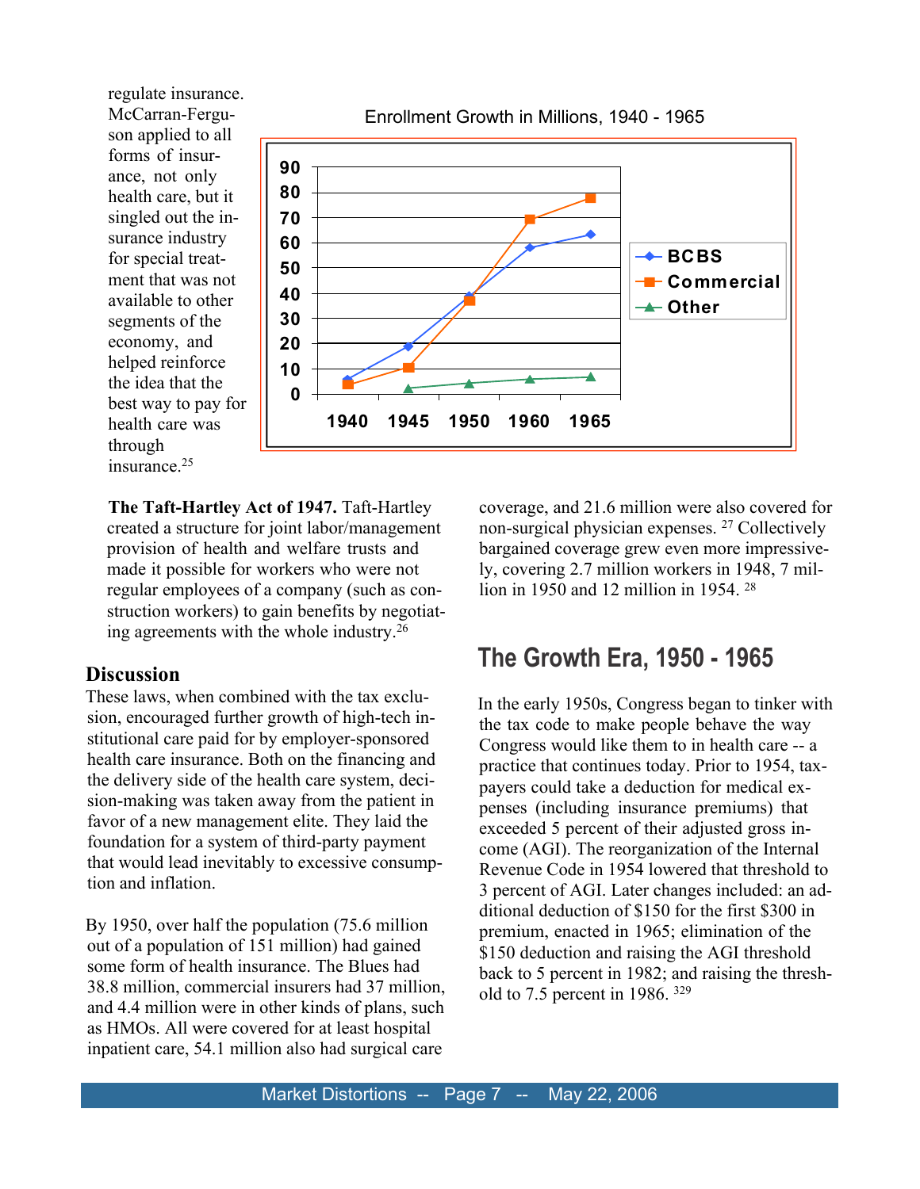regulate insurance. McCarran-Ferguson applied to all forms of insurance, not only health care, but it singled out the insurance industry for special treatment that was not available to other segments of the economy, and helped reinforce the idea that the best way to pay for health care was through insurance.[25]

Enrollment Growth in Millions, 1940 - 1965

**The Taft-Hartley Act of 1947.** Taft-Hartley created a structure for joint labor/management provision of health and welfare trusts and made it possible for workers who were not regular employees of a company (such as construction workers) to gain benefits by negotiating agreements with the whole industry.[26]

### Discussion

These laws, when combined with the tax exclusion, encouraged further growth of high-tech institutional care paid for by employer-sponsored health care insurance. Both on the financing and the delivery side of the health care system, decision-making was taken away from the patient in favor of a new management elite. They laid the foundation for a system of third-party payment that would lead inevitably to excessive consumption and inflation.

By 1950, over half the population (75.6 million out of a population of 151 million) had gained some form of health insurance. The Blues had 38.8 million, commercial insurers had 37 million, and 4.4 million were in other kinds of plans, such as HMOs. All were covered for at least hospital inpatient care, 54.1 million also had surgical care coverage, and 21.6 million were also covered for non-surgical physician expenses. [27] Collectively bargained coverage grew even more impressively, covering 2.7 million workers in 1948, 7 million in 1950 and 12 million in 1954. [28]

## The Growth Era, 1950 - 1965

In the early 1950s, Congress began to tinker with the tax code to make people behave the way Congress would like them to in health care -- a practice that continues today. Prior to 1954, taxpayers could take a deduction for medical expenses (including insurance premiums) that exceeded 5 percent of their adjusted gross income (AGI). The reorganization of the Internal Revenue Code in 1954 lowered that threshold to 3 percent of AGI. Later changes included: an additional deduction of $150 for the first $300 in premium, enacted in 1965; elimination of the $150 deduction and raising the AGI threshold back to 5 percent in 1982; and raising the threshold to 7.5 percent in 1986. [329]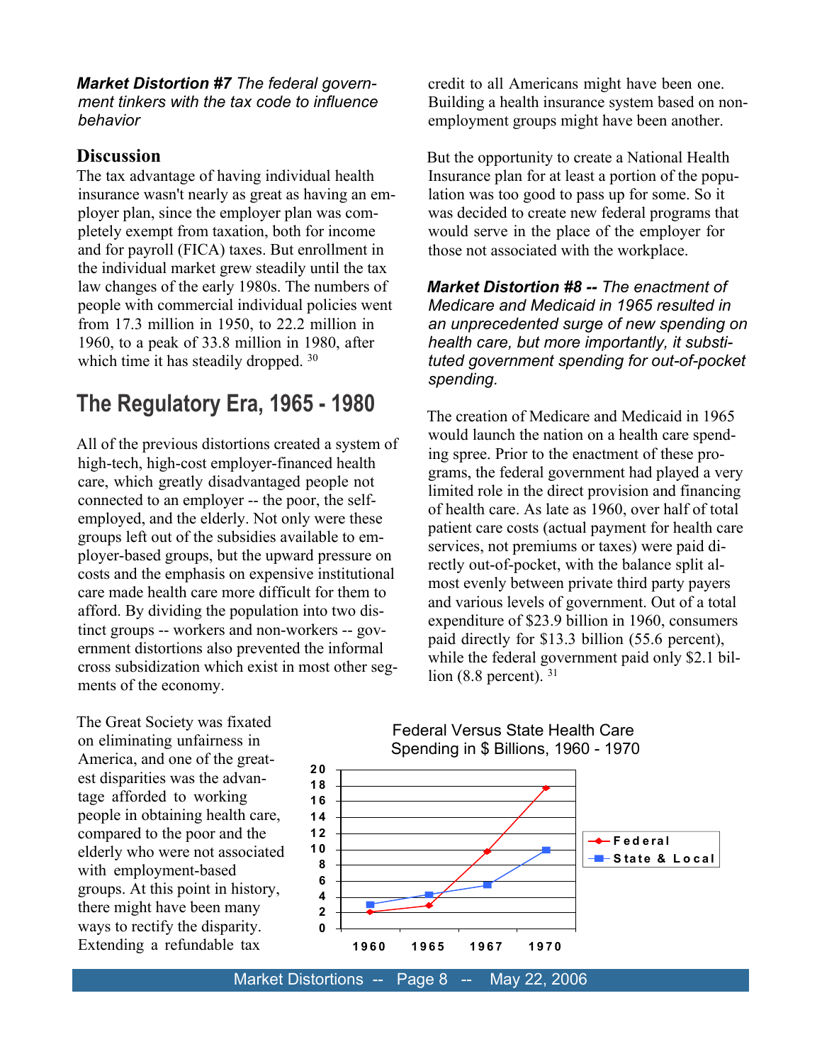***Market Distortion #7*** *The federal government tinkers with the tax code to influence behavior*

### Discussion

The tax advantage of having individual health insurance wasn't nearly as great as having an employer plan, since the employer plan was completely exempt from taxation, both for income and for payroll (FICA) taxes. But enrollment in the individual market grew steadily until the tax law changes of the early 1980s. The numbers of people with commercial individual policies went from 17.3 million in 1950, to 22.2 million in 1960, to a peak of 33.8 million in 1980, after which time it has steadily dropped. [30]

## The Regulatory Era, 1965 - 1980

All of the previous distortions created a system of high-tech, high-cost employer-financed health care, which greatly disadvantaged people not connected to an employer -- the poor, the self-employed, and the elderly. Not only were these groups left out of the subsidies available to employer-based groups, but the upward pressure on costs and the emphasis on expensive institutional care made health care more difficult for them to afford. By dividing the population into two distinct groups -- workers and non-workers -- government distortions also prevented the informal cross subsidization which exist in most other segments of the economy.

The Great Society was fixated on eliminating unfairness in America, and one of the greatest disparities was the advantage afforded to working people in obtaining health care, compared to the poor and the elderly who were not associated with employment-based groups. At this point in history, there might have been many ways to rectify the disparity. Extending a refundable tax credit to all Americans might have been one. Building a health insurance system based on non-employment groups might have been another.

But the opportunity to create a National Health Insurance plan for at least a portion of the population was too good to pass up for some. So it was decided to create new federal programs that would serve in the place of the employer for those not associated with the workplace.

***Market Distortion #8 --*** *The enactment of Medicare and Medicaid in 1965 resulted in an unprecedented surge of new spending on health care, but more importantly, it substituted government spending for out-of-pocket spending.*

The creation of Medicare and Medicaid in 1965 would launch the nation on a health care spending spree. Prior to the enactment of these programs, the federal government had played a very limited role in the direct provision and financing of health care. As late as 1960, over half of total patient care costs (actual payment for health care services, not premiums or taxes) were paid directly out-of-pocket, with the balance split almost evenly between private third party payers and various levels of government. Out of a total expenditure of $23.9 billion in 1960, consumers paid directly for $13.3 billion (55.6 percent), while the federal government paid only $2.1 billion (8.8 percent). [31]

Federal Versus State Health Care Spending in $ Billions, 1960 - 1970

| Year | Federal | State & Local |
|---|---|---|
| 1960 | ~2.1 | ~3.1 |
| 1965 | ~2.9 | ~4.3 |
| 1967 | ~9.8 | ~5.5 |
| 1970 | ~17.7 | ~10.0 |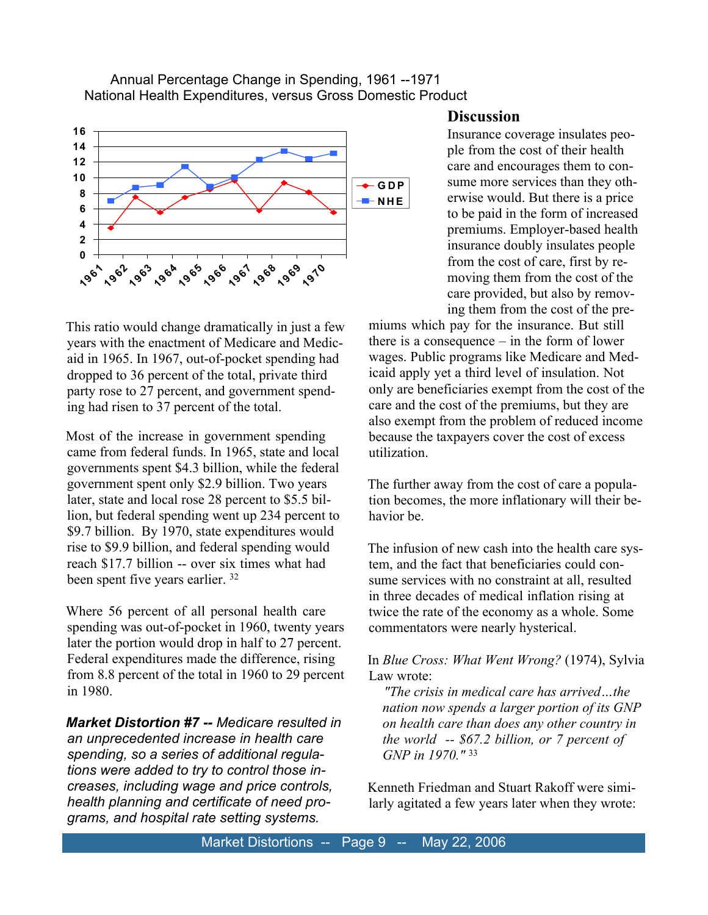Annual Percentage Change in Spending, 1961 --1971
National Health Expenditures, versus Gross Domestic Product

This ratio would change dramatically in just a few years with the enactment of Medicare and Medicaid in 1965. In 1967, out-of-pocket spending had dropped to 36 percent of the total, private third party rose to 27 percent, and government spending had risen to 37 percent of the total.

Most of the increase in government spending came from federal funds. In 1965, state and local governments spent \$4.3 billion, while the federal government spent only \$2.9 billion. Two years later, state and local rose 28 percent to \$5.5 billion, but federal spending went up 234 percent to \$9.7 billion. By 1970, state expenditures would rise to \$9.9 billion, and federal spending would reach \$17.7 billion -- over six times what had been spent five years earlier. [32]

Where 56 percent of all personal health care spending was out-of-pocket in 1960, twenty years later the portion would drop in half to 27 percent. Federal expenditures made the difference, rising from 8.8 percent of the total in 1960 to 29 percent in 1980.

***Market Distortion #7 --*** *Medicare resulted in an unprecedented increase in health care spending, so a series of additional regulations were added to try to control those increases, including wage and price controls, health planning and certificate of need programs, and hospital rate setting systems.*

## Discussion

Insurance coverage insulates people from the cost of their health care and encourages them to consume more services than they otherwise would. But there is a price to be paid in the form of increased premiums. Employer-based health insurance doubly insulates people from the cost of care, first by removing them from the cost of the care provided, but also by removing them from the cost of the premiums which pay for the insurance. But still there is a consequence – in the form of lower wages. Public programs like Medicare and Medicaid apply yet a third level of insulation. Not only are beneficiaries exempt from the cost of the care and the cost of the premiums, but they are also exempt from the problem of reduced income because the taxpayers cover the cost of excess utilization.

The further away from the cost of care a population becomes, the more inflationary will their behavior be.

The infusion of new cash into the health care system, and the fact that beneficiaries could consume services with no constraint at all, resulted in three decades of medical inflation rising at twice the rate of the economy as a whole. Some commentators were nearly hysterical.

In *Blue Cross: What Went Wrong?* (1974), Sylvia Law wrote:

> *"The crisis in medical care has arrived…the nation now spends a larger portion of its GNP on health care than does any other country in the world -- \$67.2 billion, or 7 percent of GNP in 1970."* [33]

Kenneth Friedman and Stuart Rakoff were similarly agitated a few years later when they wrote: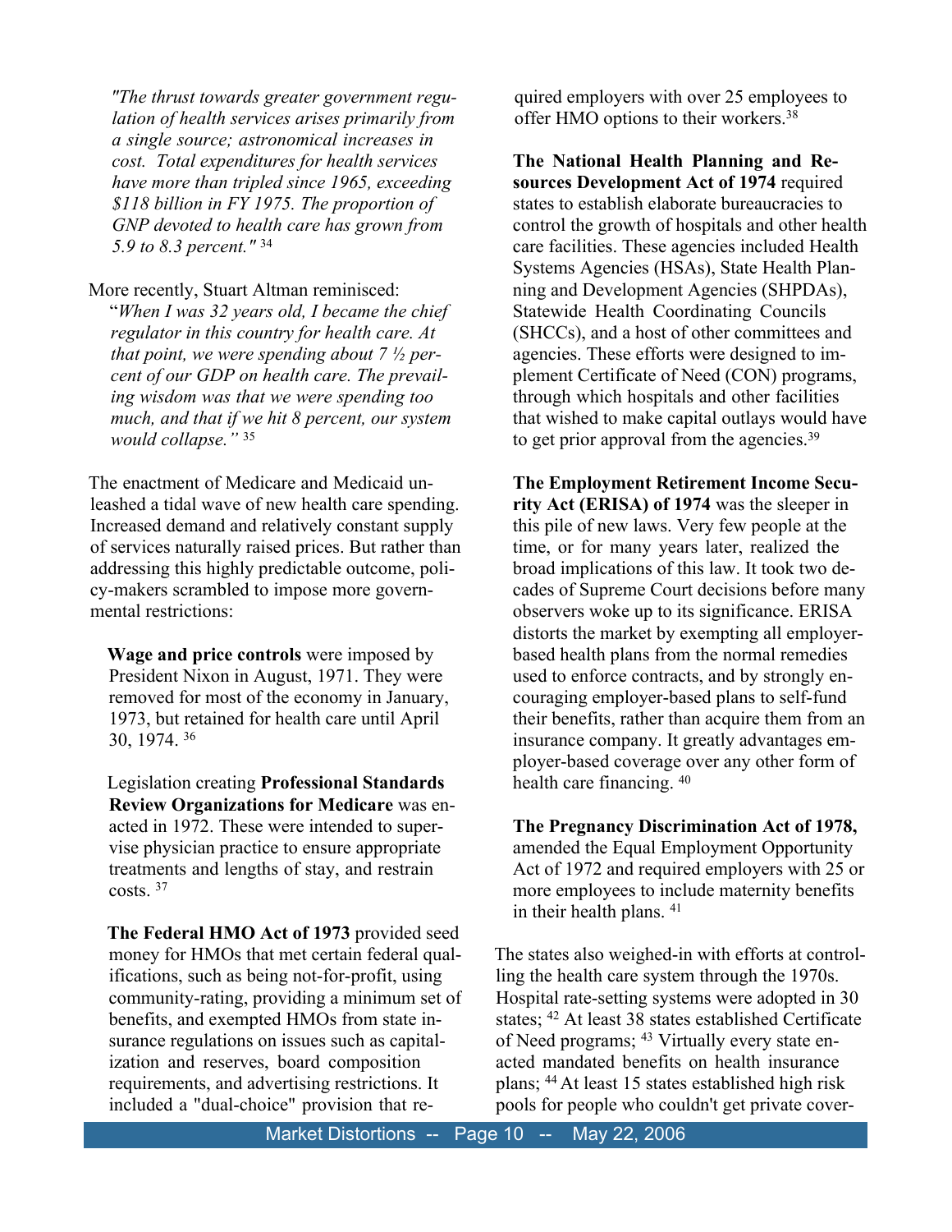*"The thrust towards greater government regulation of health services arises primarily from a single source; astronomical increases in cost. Total expenditures for health services have more than tripled since 1965, exceeding $118 billion in FY 1975. The proportion of GNP devoted to health care has grown from 5.9 to 8.3 percent."* [34]

More recently, Stuart Altman reminisced:

"*When I was 32 years old, I became the chief regulator in this country for health care. At that point, we were spending about 7 ½ percent of our GDP on health care. The prevailing wisdom was that we were spending too much, and that if we hit 8 percent, our system would collapse.*" [35]

The enactment of Medicare and Medicaid unleashed a tidal wave of new health care spending. Increased demand and relatively constant supply of services naturally raised prices. But rather than addressing this highly predictable outcome, policy-makers scrambled to impose more governmental restrictions:

**Wage and price controls** were imposed by President Nixon in August, 1971. They were removed for most of the economy in January, 1973, but retained for health care until April 30, 1974. [36]

Legislation creating **Professional Standards Review Organizations for Medicare** was enacted in 1972. These were intended to supervise physician practice to ensure appropriate treatments and lengths of stay, and restrain costs. [37]

**The Federal HMO Act of 1973** provided seed money for HMOs that met certain federal qualifications, such as being not-for-profit, using community-rating, providing a minimum set of benefits, and exempted HMOs from state insurance regulations on issues such as capitalization and reserves, board composition requirements, and advertising restrictions. It included a "dual-choice" provision that required employers with over 25 employees to offer HMO options to their workers.[38]

**The National Health Planning and Resources Development Act of 1974** required states to establish elaborate bureaucracies to control the growth of hospitals and other health care facilities. These agencies included Health Systems Agencies (HSAs), State Health Planning and Development Agencies (SHPDAs), Statewide Health Coordinating Councils (SHCCs), and a host of other committees and agencies. These efforts were designed to implement Certificate of Need (CON) programs, through which hospitals and other facilities that wished to make capital outlays would have to get prior approval from the agencies.[39]

**The Employment Retirement Income Security Act (ERISA) of 1974** was the sleeper in this pile of new laws. Very few people at the time, or for many years later, realized the broad implications of this law. It took two decades of Supreme Court decisions before many observers woke up to its significance. ERISA distorts the market by exempting all employer-based health plans from the normal remedies used to enforce contracts, and by strongly encouraging employer-based plans to self-fund their benefits, rather than acquire them from an insurance company. It greatly advantages employer-based coverage over any other form of health care financing. [40]

**The Pregnancy Discrimination Act of 1978,** amended the Equal Employment Opportunity Act of 1972 and required employers with 25 or more employees to include maternity benefits in their health plans. [41]

The states also weighed-in with efforts at controlling the health care system through the 1970s. Hospital rate-setting systems were adopted in 30 states; [42] At least 38 states established Certificate of Need programs; [43] Virtually every state enacted mandated benefits on health insurance plans; [44] At least 15 states established high risk pools for people who couldn't get private cover-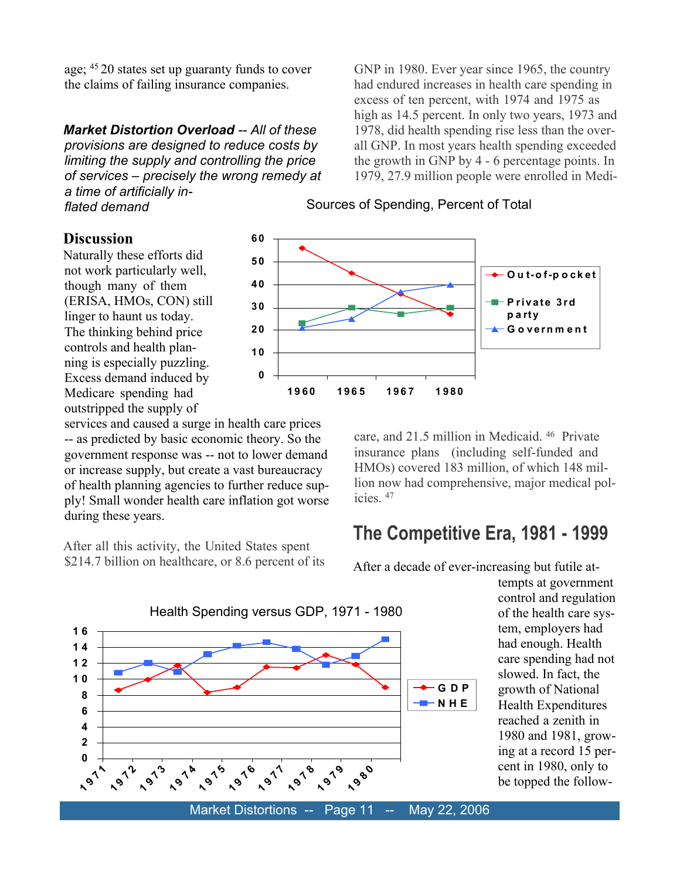age;[45] 20 states set up guaranty funds to cover the claims of failing insurance companies.

***Market Distortion Overload** -- All of these provisions are designed to reduce costs by limiting the supply and controlling the price of services – precisely the wrong remedy at a time of artificially inflated demand*

### Discussion

Naturally these efforts did not work particularly well, though many of them (ERISA, HMOs, CON) still linger to haunt us today. The thinking behind price controls and health planning is especially puzzling. Excess demand induced by Medicare spending had outstripped the supply of services and caused a surge in health care prices -- as predicted by basic economic theory. So the government response was -- not to lower demand or increase supply, but create a vast bureaucracy of health planning agencies to further reduce supply! Small wonder health care inflation got worse during these years.

After all this activity, the United States spent $214.7 billion on healthcare, or 8.6 percent of its GNP in 1980. Ever year since 1965, the country had endured increases in health care spending in excess of ten percent, with 1974 and 1975 as high as 14.5 percent. In only two years, 1973 and 1978, did health spending rise less than the overall GNP. In most years health spending exceeded the growth in GNP by 4 - 6 percentage points. In 1979, 27.9 million people were enrolled in Medicare, and 21.5 million in Medicaid.[46] Private insurance plans (including self-funded and HMOs) covered 183 million, of which 148 million now had comprehensive, major medical policies.[47]

**Sources of Spending, Percent of Total**

| Year | Out-of-pocket | Private 3rd party | Government |
|---|---|---|---|
| 1960 | 56 | 23 | 21 |
| 1965 | 45 | 30 | 25 |
| 1967 | 36 | 27 | 37 |
| 1980 | 27 | 30 | 40 |

## The Competitive Era, 1981 - 1999

After a decade of ever-increasing but futile attempts at government control and regulation of the health care system, employers had had enough. Health care spending had not slowed. In fact, the growth of National Health Expenditures reached a zenith in 1980 and 1981, growing at a record 15 percent in 1980, only to be topped the follow-

**Health Spending versus GDP, 1971 - 1980**

| Year | GDP | NHE |
|---|---|---|
| 1971 | 8.7 | 10.8 |
| 1972 | 10 | 12 |
| 1973 | 11.7 | 11 |
| 1974 | 8.4 | 13.1 |
| 1975 | 9 | 14.2 |
| 1976 | 11.5 | 14.6 |
| 1977 | 11.4 | 13.8 |
| 1978 | 13 | 11.8 |
| 1979 | 11.8 | 12.9 |
| 1980 | 9 | 15 |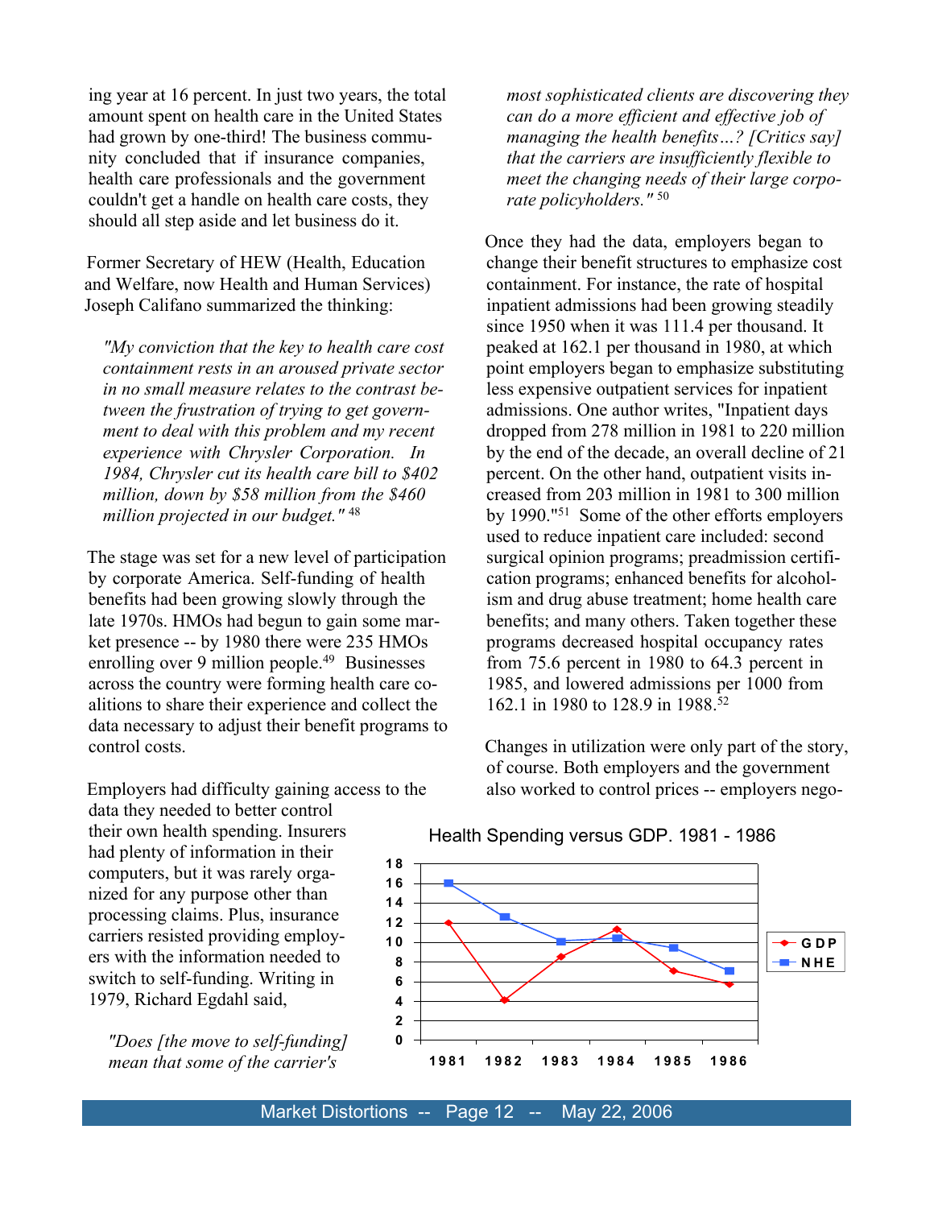ing year at 16 percent. In just two years, the total amount spent on health care in the United States had grown by one-third! The business community concluded that if insurance companies, health care professionals and the government couldn't get a handle on health care costs, they should all step aside and let business do it.

Former Secretary of HEW (Health, Education and Welfare, now Health and Human Services) Joseph Califano summarized the thinking:

> *"My conviction that the key to health care cost containment rests in an aroused private sector in no small measure relates to the contrast between the frustration of trying to get government to deal with this problem and my recent experience with Chrysler Corporation. In 1984, Chrysler cut its health care bill to $402 million, down by $58 million from the $460 million projected in our budget."* [48]

The stage was set for a new level of participation by corporate America. Self-funding of health benefits had been growing slowly through the late 1970s. HMOs had begun to gain some market presence -- by 1980 there were 235 HMOs enrolling over 9 million people.[49] Businesses across the country were forming health care coalitions to share their experience and collect the data necessary to adjust their benefit programs to control costs.

Employers had difficulty gaining access to the data they needed to better control their own health spending. Insurers had plenty of information in their computers, but it was rarely organized for any purpose other than processing claims. Plus, insurance carriers resisted providing employers with the information needed to switch to self-funding. Writing in 1979, Richard Egdahl said,

> *"Does [the move to self-funding] mean that some of the carrier's most sophisticated clients are discovering they can do a more efficient and effective job of managing the health benefits…? [Critics say] that the carriers are insufficiently flexible to meet the changing needs of their large corporate policyholders."* [50]

Once they had the data, employers began to change their benefit structures to emphasize cost containment. For instance, the rate of hospital inpatient admissions had been growing steadily since 1950 when it was 111.4 per thousand. It peaked at 162.1 per thousand in 1980, at which point employers began to emphasize substituting less expensive outpatient services for inpatient admissions. One author writes, "Inpatient days dropped from 278 million in 1981 to 220 million by the end of the decade, an overall decline of 21 percent. On the other hand, outpatient visits increased from 203 million in 1981 to 300 million by 1990."[51] Some of the other efforts employers used to reduce inpatient care included: second surgical opinion programs; preadmission certification programs; enhanced benefits for alcoholism and drug abuse treatment; home health care benefits; and many others. Taken together these programs decreased hospital occupancy rates from 75.6 percent in 1980 to 64.3 percent in 1985, and lowered admissions per 1000 from 162.1 in 1980 to 128.9 in 1988.[52]

Changes in utilization were only part of the story, of course. Both employers and the government also worked to control prices -- employers nego-

Health Spending versus GDP. 1981 - 1986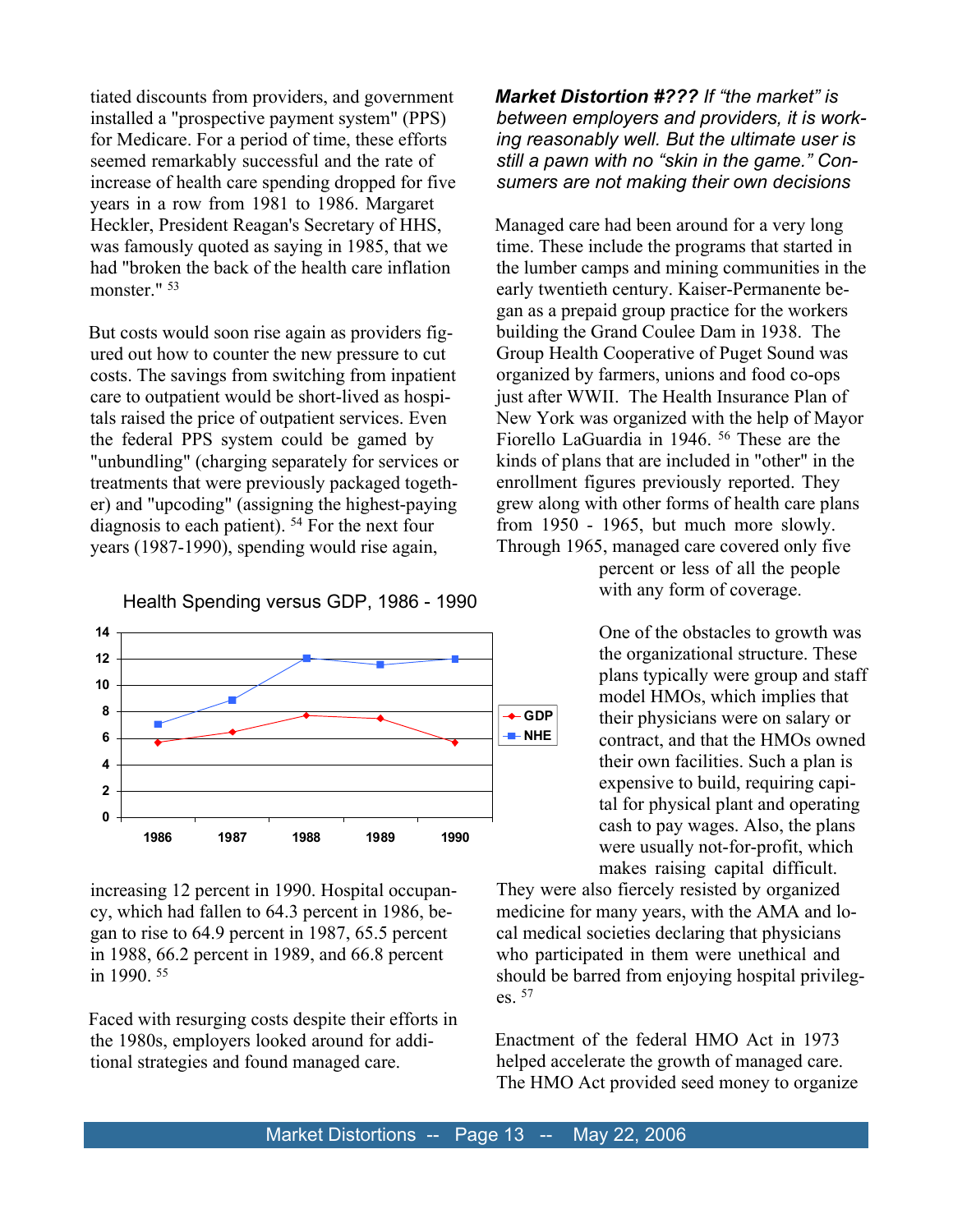tiated discounts from providers, and government installed a "prospective payment system" (PPS) for Medicare. For a period of time, these efforts seemed remarkably successful and the rate of increase of health care spending dropped for five years in a row from 1981 to 1986. Margaret Heckler, President Reagan's Secretary of HHS, was famously quoted as saying in 1985, that we had "broken the back of the health care inflation monster." [53]

But costs would soon rise again as providers figured out how to counter the new pressure to cut costs. The savings from switching from inpatient care to outpatient would be short-lived as hospitals raised the price of outpatient services. Even the federal PPS system could be gamed by "unbundling" (charging separately for services or treatments that were previously packaged together) and "upcoding" (assigning the highest-paying diagnosis to each patient). [54] For the next four years (1987-1990), spending would rise again,

Health Spending versus GDP, 1986 - 1990

increasing 12 percent in 1990. Hospital occupancy, which had fallen to 64.3 percent in 1986, began to rise to 64.9 percent in 1987, 65.5 percent in 1988, 66.2 percent in 1989, and 66.8 percent in 1990. [55]

Faced with resurging costs despite their efforts in the 1980s, employers looked around for additional strategies and found managed care.

***Market Distortion #???*** *If "the market" is between employers and providers, it is working reasonably well. But the ultimate user is still a pawn with no "skin in the game." Consumers are not making their own decisions*

Managed care had been around for a very long time. These include the programs that started in the lumber camps and mining communities in the early twentieth century. Kaiser-Permanente began as a prepaid group practice for the workers building the Grand Coulee Dam in 1938. The Group Health Cooperative of Puget Sound was organized by farmers, unions and food co-ops just after WWII. The Health Insurance Plan of New York was organized with the help of Mayor Fiorello LaGuardia in 1946. [56] These are the kinds of plans that are included in "other" in the enrollment figures previously reported. They grew along with other forms of health care plans from 1950 - 1965, but much more slowly. Through 1965, managed care covered only five percent or less of all the people with any form of coverage.

One of the obstacles to growth was the organizational structure. These plans typically were group and staff model HMOs, which implies that their physicians were on salary or contract, and that the HMOs owned their own facilities. Such a plan is expensive to build, requiring capital for physical plant and operating cash to pay wages. Also, the plans were usually not-for-profit, which makes raising capital difficult. They were also fiercely resisted by organized medicine for many years, with the AMA and local medical societies declaring that physicians who participated in them were unethical and should be barred from enjoying hospital privileges. [57]

Enactment of the federal HMO Act in 1973 helped accelerate the growth of managed care. The HMO Act provided seed money to organize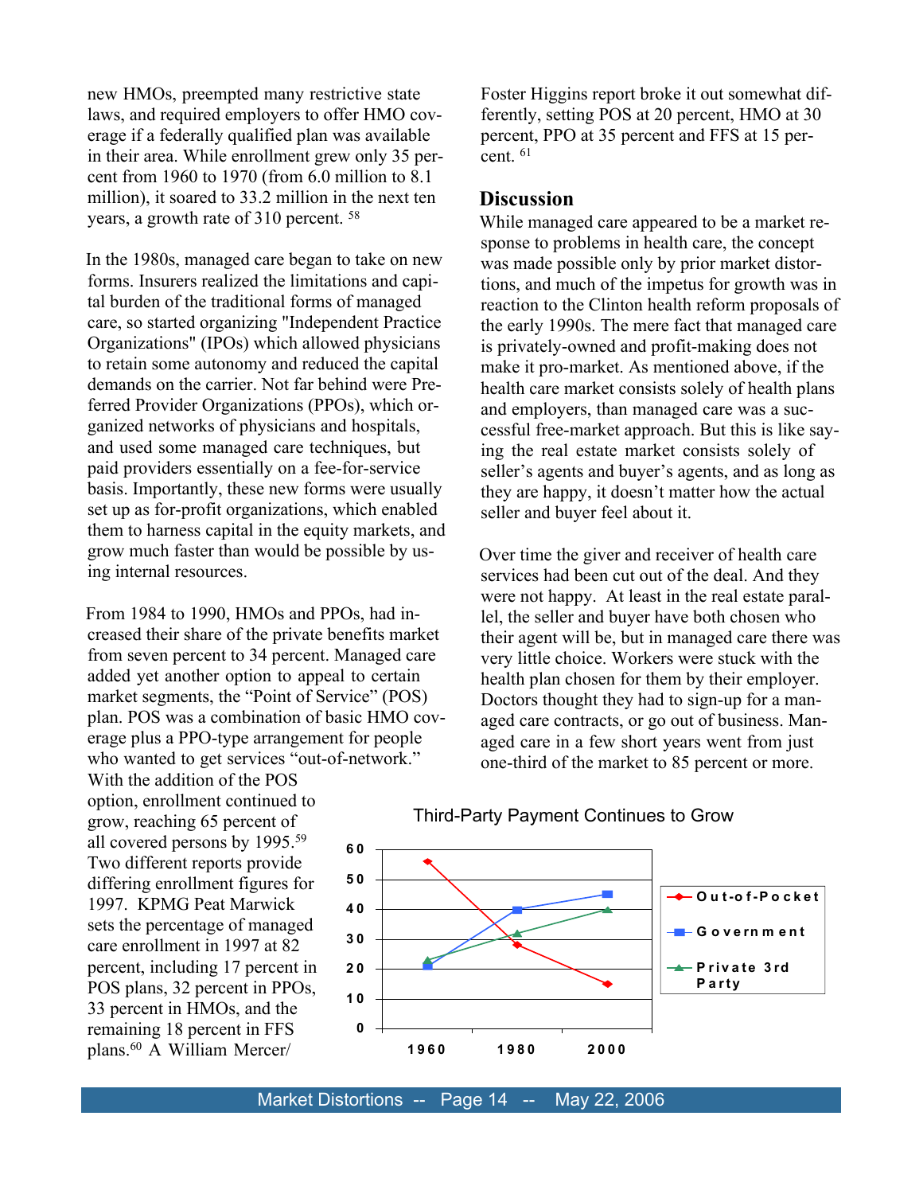new HMOs, preempted many restrictive state laws, and required employers to offer HMO coverage if a federally qualified plan was available in their area. While enrollment grew only 35 percent from 1960 to 1970 (from 6.0 million to 8.1 million), it soared to 33.2 million in the next ten years, a growth rate of 310 percent. [58]

In the 1980s, managed care began to take on new forms. Insurers realized the limitations and capital burden of the traditional forms of managed care, so started organizing "Independent Practice Organizations" (IPOs) which allowed physicians to retain some autonomy and reduced the capital demands on the carrier. Not far behind were Preferred Provider Organizations (PPOs), which organized networks of physicians and hospitals, and used some managed care techniques, but paid providers essentially on a fee-for-service basis. Importantly, these new forms were usually set up as for-profit organizations, which enabled them to harness capital in the equity markets, and grow much faster than would be possible by using internal resources.

From 1984 to 1990, HMOs and PPOs, had increased their share of the private benefits market from seven percent to 34 percent. Managed care added yet another option to appeal to certain market segments, the "Point of Service" (POS) plan. POS was a combination of basic HMO coverage plus a PPO-type arrangement for people who wanted to get services "out-of-network." With the addition of the POS option, enrollment continued to grow, reaching 65 percent of all covered persons by 1995.[59] Two different reports provide differing enrollment figures for 1997. KPMG Peat Marwick sets the percentage of managed care enrollment in 1997 at 82 percent, including 17 percent in POS plans, 32 percent in PPOs, 33 percent in HMOs, and the remaining 18 percent in FFS plans.[60] A William Mercer/Foster Higgins report broke it out somewhat differently, setting POS at 20 percent, HMO at 30 percent, PPO at 35 percent and FFS at 15 percent. [61]

## Discussion

While managed care appeared to be a market response to problems in health care, the concept was made possible only by prior market distortions, and much of the impetus for growth was in reaction to the Clinton health reform proposals of the early 1990s. The mere fact that managed care is privately-owned and profit-making does not make it pro-market. As mentioned above, if the health care market consists solely of health plans and employers, than managed care was a successful free-market approach. But this is like saying the real estate market consists solely of seller's agents and buyer's agents, and as long as they are happy, it doesn't matter how the actual seller and buyer feel about it.

Over time the giver and receiver of health care services had been cut out of the deal. And they were not happy. At least in the real estate parallel, the seller and buyer have both chosen who their agent will be, but in managed care there was very little choice. Workers were stuck with the health plan chosen for them by their employer. Doctors thought they had to sign-up for a managed care contracts, or go out of business. Managed care in a few short years went from just one-third of the market to 85 percent or more.

Third-Party Payment Continues to Grow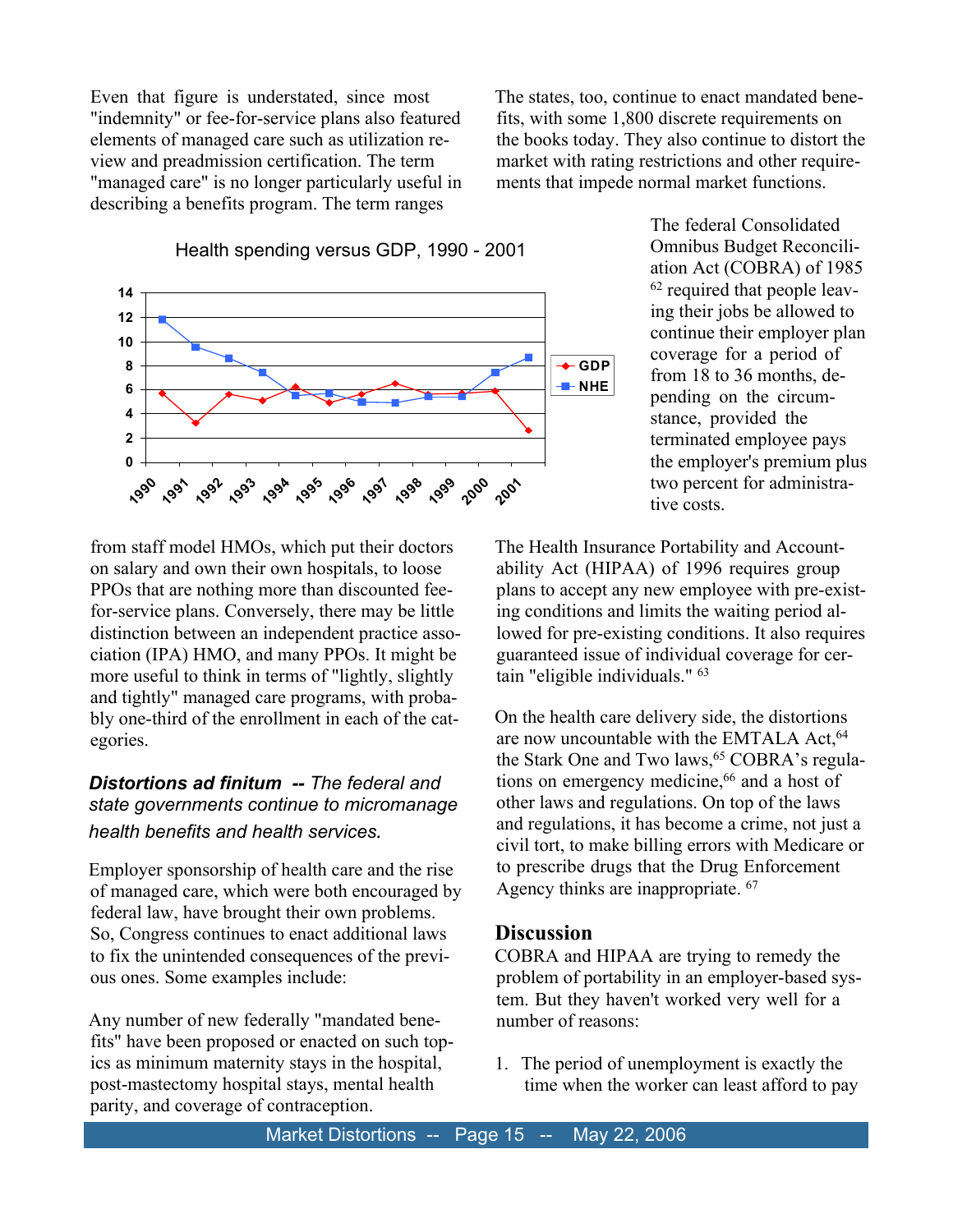Even that figure is understated, since most "indemnity" or fee-for-service plans also featured elements of managed care such as utilization review and preadmission certification. The term "managed care" is no longer particularly useful in describing a benefits program. The term ranges from staff model HMOs, which put their doctors on salary and own their own hospitals, to loose PPOs that are nothing more than discounted fee-for-service plans. Conversely, there may be little distinction between an independent practice association (IPA) HMO, and many PPOs. It might be more useful to think in terms of "lightly, slightly and tightly" managed care programs, with probably one-third of the enrollment in each of the categories.

Health spending versus GDP, 1990 - 2001

***Distortions ad finitum -- The federal and state governments continue to micromanage health benefits and health services.***

Employer sponsorship of health care and the rise of managed care, which were both encouraged by federal law, have brought their own problems. So, Congress continues to enact additional laws to fix the unintended consequences of the previous ones. Some examples include:

Any number of new federally "mandated benefits" have been proposed or enacted on such topics as minimum maternity stays in the hospital, post-mastectomy hospital stays, mental health parity, and coverage of contraception.

The states, too, continue to enact mandated benefits, with some 1,800 discrete requirements on the books today. They also continue to distort the market with rating restrictions and other requirements that impede normal market functions.

The federal Consolidated Omnibus Budget Reconciliation Act (COBRA) of 1985 [62] required that people leaving their jobs be allowed to continue their employer plan coverage for a period of from 18 to 36 months, depending on the circumstance, provided the terminated employee pays the employer's premium plus two percent for administrative costs.

The Health Insurance Portability and Accountability Act (HIPAA) of 1996 requires group plans to accept any new employee with pre-existing conditions and limits the waiting period allowed for pre-existing conditions. It also requires guaranteed issue of individual coverage for certain "eligible individuals." [63]

On the health care delivery side, the distortions are now uncountable with the EMTALA Act,[64] the Stark One and Two laws,[65] COBRA's regulations on emergency medicine,[66] and a host of other laws and regulations. On top of the laws and regulations, it has become a crime, not just a civil tort, to make billing errors with Medicare or to prescribe drugs that the Drug Enforcement Agency thinks are inappropriate. [67]

## Discussion

COBRA and HIPAA are trying to remedy the problem of portability in an employer-based system. But they haven't worked very well for a number of reasons:

1. The period of unemployment is exactly the time when the worker can least afford to pay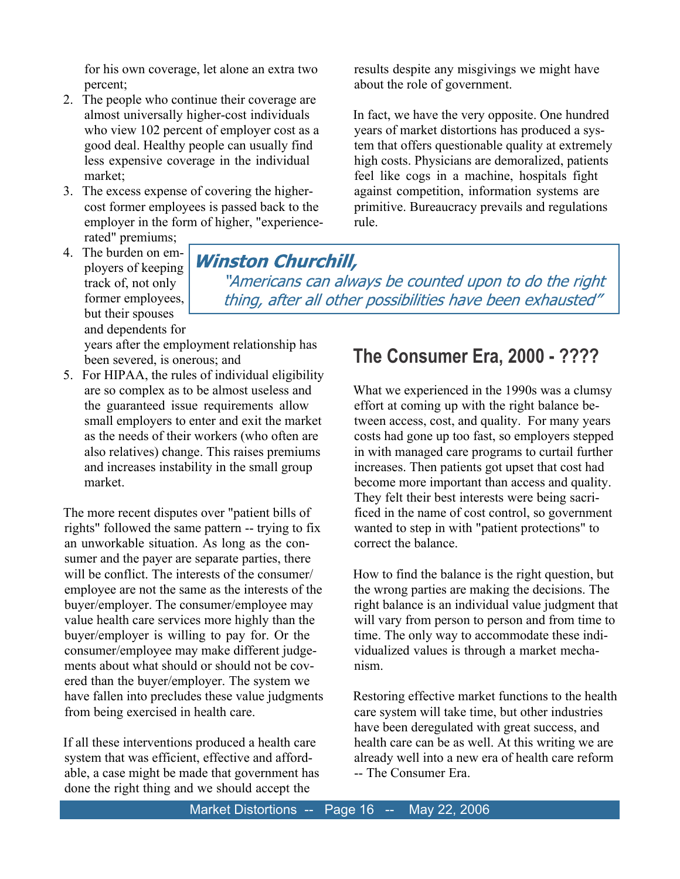for his own coverage, let alone an extra two percent;

2. The people who continue their coverage are almost universally higher-cost individuals who view 102 percent of employer cost as a good deal. Healthy people can usually find less expensive coverage in the individual market;
3. The excess expense of covering the higher-cost former employees is passed back to the employer in the form of higher, "experience-rated" premiums;
4. The burden on employers of keeping track of, not only former employees, but their spouses and dependents for years after the employment relationship has been severed, is onerous; and
5. For HIPAA, the rules of individual eligibility are so complex as to be almost useless and the guaranteed issue requirements allow small employers to enter and exit the market as the needs of their workers (who often are also relatives) change. This raises premiums and increases instability in the small group market.

The more recent disputes over "patient bills of rights" followed the same pattern -- trying to fix an unworkable situation. As long as the consumer and the payer are separate parties, there will be conflict. The interests of the consumer/employee are not the same as the interests of the buyer/employer. The consumer/employee may value health care services more highly than the buyer/employer is willing to pay for. Or the consumer/employee may make different judgements about what should or should not be covered than the buyer/employer. The system we have fallen into precludes these value judgments from being exercised in health care.

If all these interventions produced a health care system that was efficient, effective and affordable, a case might be made that government has done the right thing and we should accept the results despite any misgivings we might have about the role of government.

In fact, we have the very opposite. One hundred years of market distortions has produced a system that offers questionable quality at extremely high costs. Physicians are demoralized, patients feel like cogs in a machine, hospitals fight against competition, information systems are primitive. Bureaucracy prevails and regulations rule.

> ***Winston Churchill,***
> *"Americans can always be counted upon to do the right thing, after all other possibilities have been exhausted"*

## The Consumer Era, 2000 - ????

What we experienced in the 1990s was a clumsy effort at coming up with the right balance between access, cost, and quality. For many years costs had gone up too fast, so employers stepped in with managed care programs to curtail further increases. Then patients got upset that cost had become more important than access and quality. They felt their best interests were being sacrificed in the name of cost control, so government wanted to step in with "patient protections" to correct the balance.

How to find the balance is the right question, but the wrong parties are making the decisions. The right balance is an individual value judgment that will vary from person to person and from time to time. The only way to accommodate these individualized values is through a market mechanism.

Restoring effective market functions to the health care system will take time, but other industries have been deregulated with great success, and health care can be as well. At this writing we are already well into a new era of health care reform -- The Consumer Era.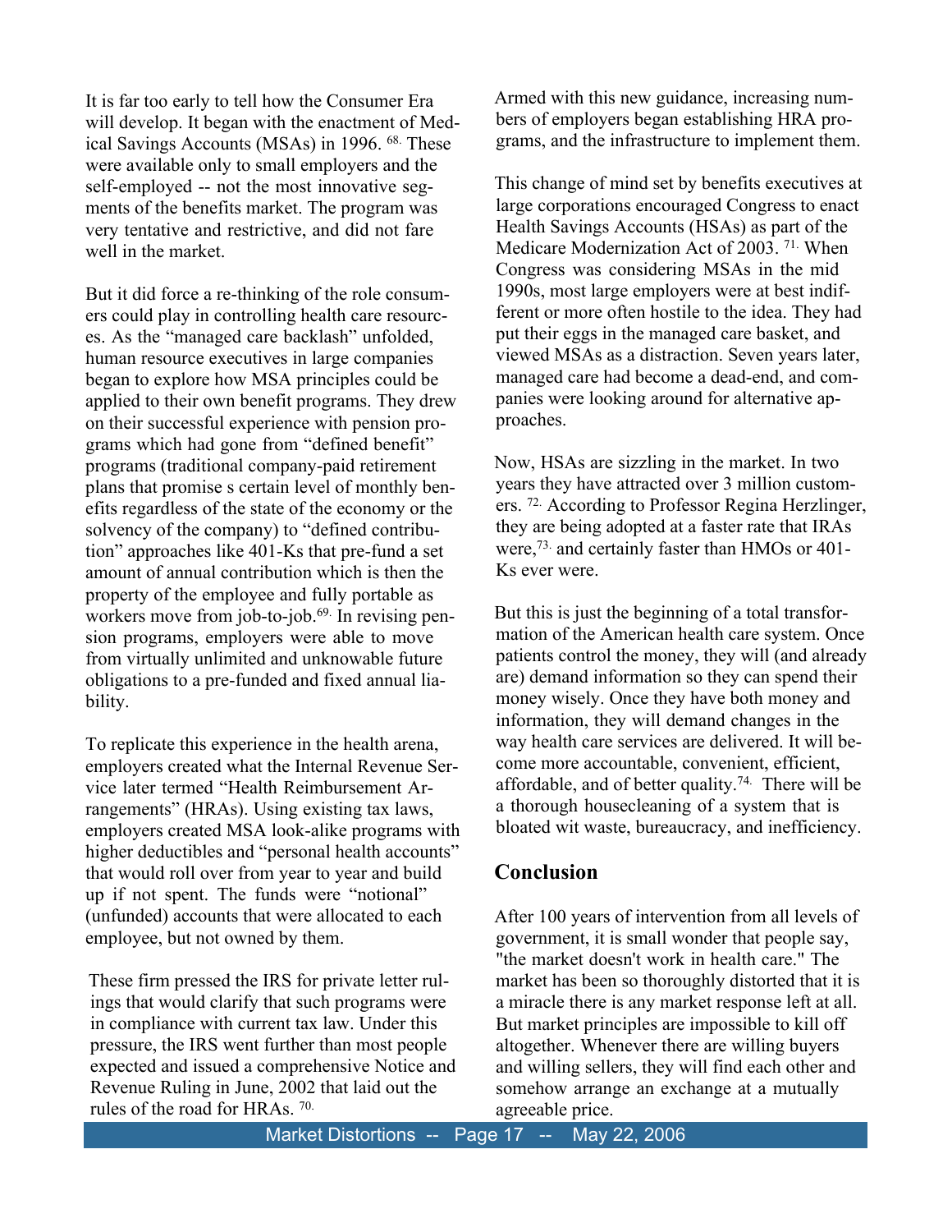It is far too early to tell how the Consumer Era will develop. It began with the enactment of Medical Savings Accounts (MSAs) in 1996. [68.] These were available only to small employers and the self-employed -- not the most innovative segments of the benefits market. The program was very tentative and restrictive, and did not fare well in the market.

But it did force a re-thinking of the role consumers could play in controlling health care resources. As the "managed care backlash" unfolded, human resource executives in large companies began to explore how MSA principles could be applied to their own benefit programs. They drew on their successful experience with pension programs which had gone from "defined benefit" programs (traditional company-paid retirement plans that promise s certain level of monthly benefits regardless of the state of the economy or the solvency of the company) to "defined contribution" approaches like 401-Ks that pre-fund a set amount of annual contribution which is then the property of the employee and fully portable as workers move from job-to-job.[69.] In revising pension programs, employers were able to move from virtually unlimited and unknowable future obligations to a pre-funded and fixed annual liability.

To replicate this experience in the health arena, employers created what the Internal Revenue Service later termed "Health Reimbursement Arrangements" (HRAs). Using existing tax laws, employers created MSA look-alike programs with higher deductibles and "personal health accounts" that would roll over from year to year and build up if not spent. The funds were "notional" (unfunded) accounts that were allocated to each employee, but not owned by them.

These firm pressed the IRS for private letter rulings that would clarify that such programs were in compliance with current tax law. Under this pressure, the IRS went further than most people expected and issued a comprehensive Notice and Revenue Ruling in June, 2002 that laid out the rules of the road for HRAs. [70.]

Armed with this new guidance, increasing numbers of employers began establishing HRA programs, and the infrastructure to implement them.

This change of mind set by benefits executives at large corporations encouraged Congress to enact Health Savings Accounts (HSAs) as part of the Medicare Modernization Act of 2003. [71.] When Congress was considering MSAs in the mid 1990s, most large employers were at best indifferent or more often hostile to the idea. They had put their eggs in the managed care basket, and viewed MSAs as a distraction. Seven years later, managed care had become a dead-end, and companies were looking around for alternative approaches.

Now, HSAs are sizzling in the market. In two years they have attracted over 3 million customers. [72.] According to Professor Regina Herzlinger, they are being adopted at a faster rate that IRAs were,[73.] and certainly faster than HMOs or 401-Ks ever were.

But this is just the beginning of a total transformation of the American health care system. Once patients control the money, they will (and already are) demand information so they can spend their money wisely. Once they have both money and information, they will demand changes in the way health care services are delivered. It will become more accountable, convenient, efficient, affordable, and of better quality.[74.] There will be a thorough housecleaning of a system that is bloated wit waste, bureaucracy, and inefficiency.

## Conclusion

After 100 years of intervention from all levels of government, it is small wonder that people say, "the market doesn't work in health care." The market has been so thoroughly distorted that it is a miracle there is any market response left at all. But market principles are impossible to kill off altogether. Whenever there are willing buyers and willing sellers, they will find each other and somehow arrange an exchange at a mutually agreeable price.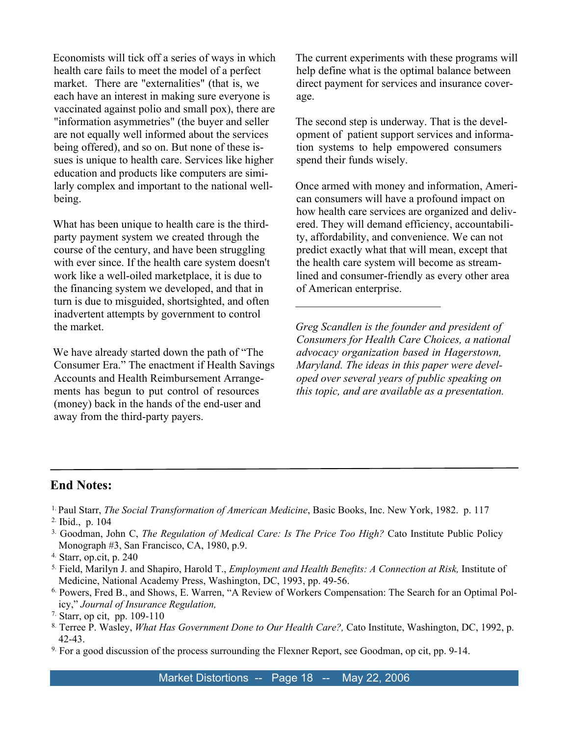Economists will tick off a series of ways in which health care fails to meet the model of a perfect market. There are "externalities" (that is, we each have an interest in making sure everyone is vaccinated against polio and small pox), there are "information asymmetries" (the buyer and seller are not equally well informed about the services being offered), and so on. But none of these issues is unique to health care. Services like higher education and products like computers are similarly complex and important to the national well-being.

What has been unique to health care is the third-party payment system we created through the course of the century, and have been struggling with ever since. If the health care system doesn't work like a well-oiled marketplace, it is due to the financing system we developed, and that in turn is due to misguided, shortsighted, and often inadvertent attempts by government to control the market.

We have already started down the path of "The Consumer Era." The enactment if Health Savings Accounts and Health Reimbursement Arrangements has begun to put control of resources (money) back in the hands of the end-user and away from the third-party payers. The current experiments with these programs will help define what is the optimal balance between direct payment for services and insurance coverage.

The second step is underway. That is the development of patient support services and information systems to help empowered consumers spend their funds wisely.

Once armed with money and information, American consumers will have a profound impact on how health care services are organized and delivered. They will demand efficiency, accountability, affordability, and convenience. We can not predict exactly what that will mean, except that the health care system will become as streamlined and consumer-friendly as every other area of American enterprise.

---

*Greg Scandlen is the founder and president of Consumers for Health Care Choices, a national advocacy organization based in Hagerstown, Maryland. The ideas in this paper were developed over several years of public speaking on this topic, and are available as a presentation.*

## End Notes:

1. Paul Starr, *The Social Transformation of American Medicine*, Basic Books, Inc. New York, 1982. p. 117
2. Ibid., p. 104
3. Goodman, John C, *The Regulation of Medical Care: Is The Price Too High?* Cato Institute Public Policy Monograph #3, San Francisco, CA, 1980, p.9.
4. Starr, op.cit, p. 240
5. Field, Marilyn J. and Shapiro, Harold T., *Employment and Health Benefits: A Connection at Risk,* Institute of Medicine, National Academy Press, Washington, DC, 1993, pp. 49-56.
6. Powers, Fred B., and Shows, E. Warren, "A Review of Workers Compensation: The Search for an Optimal Policy," *Journal of Insurance Regulation,*
7. Starr, op cit, pp. 109-110
8. Terree P. Wasley, *What Has Government Done to Our Health Care?,* Cato Institute, Washington, DC, 1992, p. 42-43.
9. For a good discussion of the process surrounding the Flexner Report, see Goodman, op cit, pp. 9-14.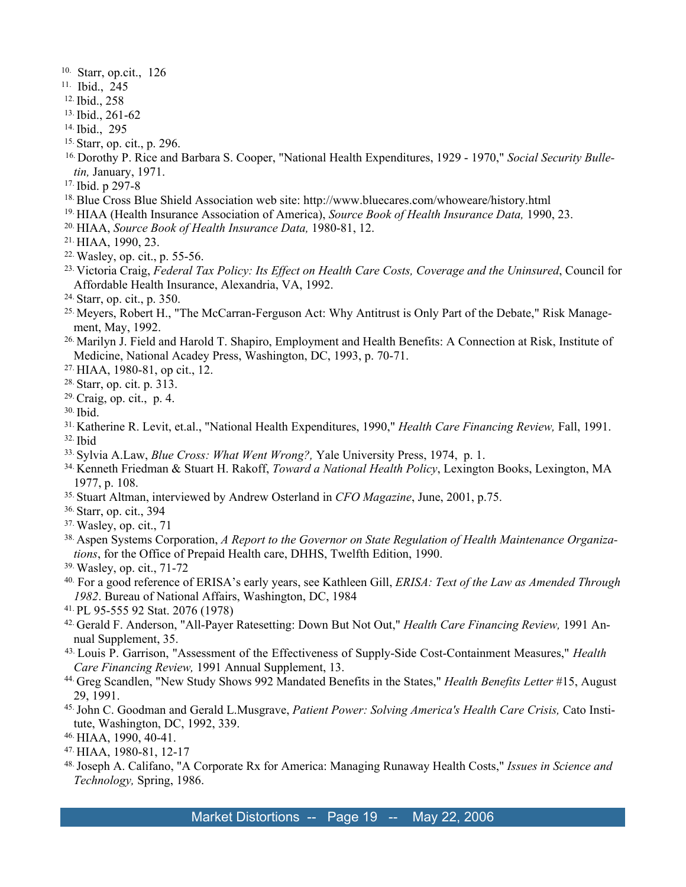10. Starr, op.cit., 126
11. Ibid., 245
12. Ibid., 258
13. Ibid., 261-62
14. Ibid., 295
15. Starr, op. cit., p. 296.
16. Dorothy P. Rice and Barbara S. Cooper, "National Health Expenditures, 1929 - 1970," *Social Security Bulletin,* January, 1971.
17. Ibid. p 297-8
18. Blue Cross Blue Shield Association web site: http://www.bluecares.com/whoweare/history.html
19. HIAA (Health Insurance Association of America), *Source Book of Health Insurance Data,* 1990, 23.
20. HIAA, *Source Book of Health Insurance Data,* 1980-81, 12.
21. HIAA, 1990, 23.
22. Wasley, op. cit., p. 55-56.
23. Victoria Craig, *Federal Tax Policy: Its Effect on Health Care Costs, Coverage and the Uninsured*, Council for Affordable Health Insurance, Alexandria, VA, 1992.
24. Starr, op. cit., p. 350.
25. Meyers, Robert H., "The McCarran-Ferguson Act: Why Antitrust is Only Part of the Debate," Risk Management, May, 1992.
26. Marilyn J. Field and Harold T. Shapiro, Employment and Health Benefits: A Connection at Risk, Institute of Medicine, National Acadey Press, Washington, DC, 1993, p. 70-71.
27. HIAA, 1980-81, op cit., 12.
28. Starr, op. cit. p. 313.
29. Craig, op. cit., p. 4.
30. Ibid.
31. Katherine R. Levit, et.al., "National Health Expenditures, 1990," *Health Care Financing Review,* Fall, 1991.
32. Ibid
33. Sylvia A.Law, *Blue Cross: What Went Wrong?,* Yale University Press, 1974, p. 1.
34. Kenneth Friedman & Stuart H. Rakoff, *Toward a National Health Policy*, Lexington Books, Lexington, MA 1977, p. 108.
35. Stuart Altman, interviewed by Andrew Osterland in *CFO Magazine*, June, 2001, p.75.
36. Starr, op. cit., 394
37. Wasley, op. cit., 71
38. Aspen Systems Corporation, *A Report to the Governor on State Regulation of Health Maintenance Organizations*, for the Office of Prepaid Health care, DHHS, Twelfth Edition, 1990.
39. Wasley, op. cit., 71-72
40. For a good reference of ERISA's early years, see Kathleen Gill, *ERISA: Text of the Law as Amended Through 1982*. Bureau of National Affairs, Washington, DC, 1984
41. PL 95-555 92 Stat. 2076 (1978)
42. Gerald F. Anderson, "All-Payer Ratesetting: Down But Not Out," *Health Care Financing Review,* 1991 Annual Supplement, 35.
43. Louis P. Garrison, "Assessment of the Effectiveness of Supply-Side Cost-Containment Measures," *Health Care Financing Review,* 1991 Annual Supplement, 13.
44. Greg Scandlen, "New Study Shows 992 Mandated Benefits in the States," *Health Benefits Letter* #15, August 29, 1991.
45. John C. Goodman and Gerald L.Musgrave, *Patient Power: Solving America's Health Care Crisis,* Cato Institute, Washington, DC, 1992, 339.
46. HIAA, 1990, 40-41.
47. HIAA, 1980-81, 12-17
48. Joseph A. Califano, "A Corporate Rx for America: Managing Runaway Health Costs," *Issues in Science and Technology,* Spring, 1986.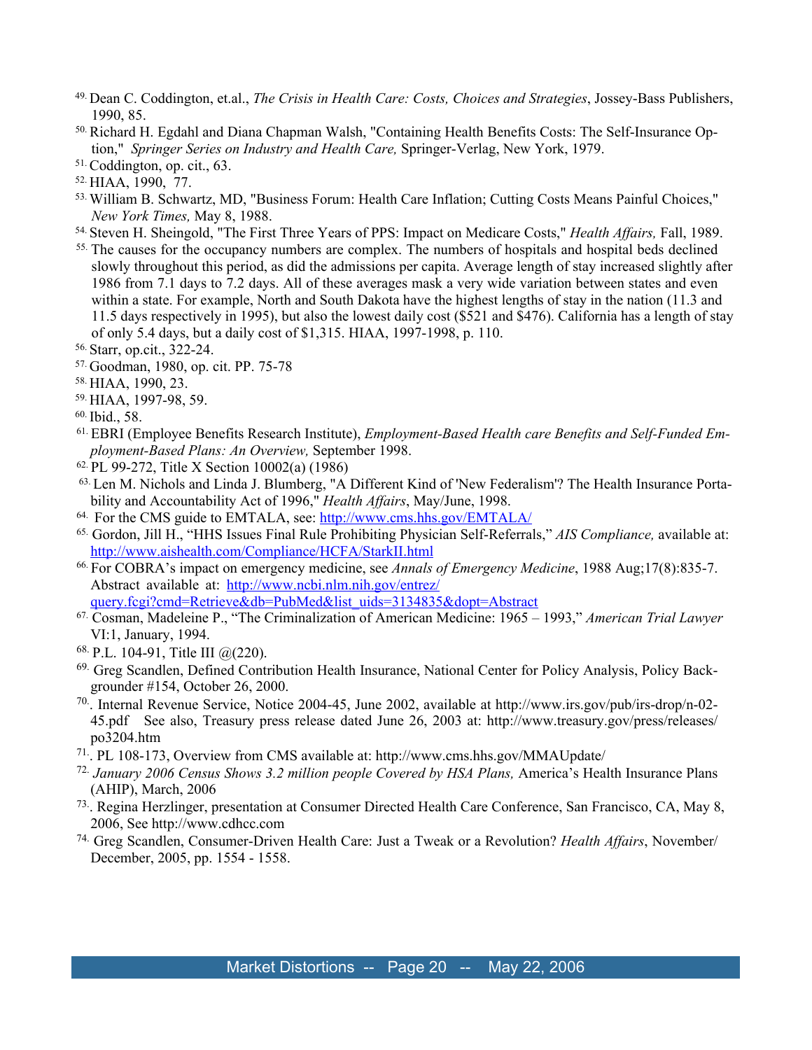49. Dean C. Coddington, et.al., *The Crisis in Health Care: Costs, Choices and Strategies*, Jossey-Bass Publishers, 1990, 85.

50. Richard H. Egdahl and Diana Chapman Walsh, "Containing Health Benefits Costs: The Self-Insurance Option," *Springer Series on Industry and Health Care,* Springer-Verlag, New York, 1979.

51. Coddington, op. cit., 63.

52. HIAA, 1990, 77.

53. William B. Schwartz, MD, "Business Forum: Health Care Inflation; Cutting Costs Means Painful Choices," *New York Times,* May 8, 1988.

54. Steven H. Sheingold, "The First Three Years of PPS: Impact on Medicare Costs," *Health Affairs,* Fall, 1989.

55. The causes for the occupancy numbers are complex. The numbers of hospitals and hospital beds declined slowly throughout this period, as did the admissions per capita. Average length of stay increased slightly after 1986 from 7.1 days to 7.2 days. All of these averages mask a very wide variation between states and even within a state. For example, North and South Dakota have the highest lengths of stay in the nation (11.3 and 11.5 days respectively in 1995), but also the lowest daily cost ($521 and $476). California has a length of stay of only 5.4 days, but a daily cost of $1,315. HIAA, 1997-1998, p. 110.

56. Starr, op.cit., 322-24.

57. Goodman, 1980, op. cit. PP. 75-78

58. HIAA, 1990, 23.

59. HIAA, 1997-98, 59.

60. Ibid., 58.

61. EBRI (Employee Benefits Research Institute), *Employment-Based Health care Benefits and Self-Funded Employment-Based Plans: An Overview,* September 1998.

62. PL 99-272, Title X Section 10002(a) (1986)

63. Len M. Nichols and Linda J. Blumberg, "A Different Kind of 'New Federalism'? The Health Insurance Portability and Accountability Act of 1996," *Health Affairs*, May/June, 1998.

64. For the CMS guide to EMTALA, see: http://www.cms.hhs.gov/EMTALA/

65. Gordon, Jill H., "HHS Issues Final Rule Prohibiting Physician Self-Referrals," *AIS Compliance,* available at: http://www.aishealth.com/Compliance/HCFA/StarkII.html

66. For COBRA's impact on emergency medicine, see *Annals of Emergency Medicine*, 1988 Aug;17(8):835-7. Abstract available at: http://www.ncbi.nlm.nih.gov/entrez/query.fcgi?cmd=Retrieve&db=PubMed&list_uids=3134835&dopt=Abstract

67. Cosman, Madeleine P., "The Criminalization of American Medicine: 1965 – 1993," *American Trial Lawyer* VI:1, January, 1994.

68. P.L. 104-91, Title III @(220).

69. Greg Scandlen, Defined Contribution Health Insurance, National Center for Policy Analysis, Policy Backgrounder #154, October 26, 2000.

70. . Internal Revenue Service, Notice 2004-45, June 2002, available at http://www.irs.gov/pub/irs-drop/n-02-45.pdf See also, Treasury press release dated June 26, 2003 at: http://www.treasury.gov/press/releases/po3204.htm

71. . PL 108-173, Overview from CMS available at: http://www.cms.hhs.gov/MMAUpdate/

72. *January 2006 Census Shows 3.2 million people Covered by HSA Plans,* America's Health Insurance Plans (AHIP), March, 2006

73. . Regina Herzlinger, presentation at Consumer Directed Health Care Conference, San Francisco, CA, May 8, 2006, See http://www.cdhcc.com

74. Greg Scandlen, Consumer-Driven Health Care: Just a Tweak or a Revolution? *Health Affairs*, November/December, 2005, pp. 1554 - 1558.